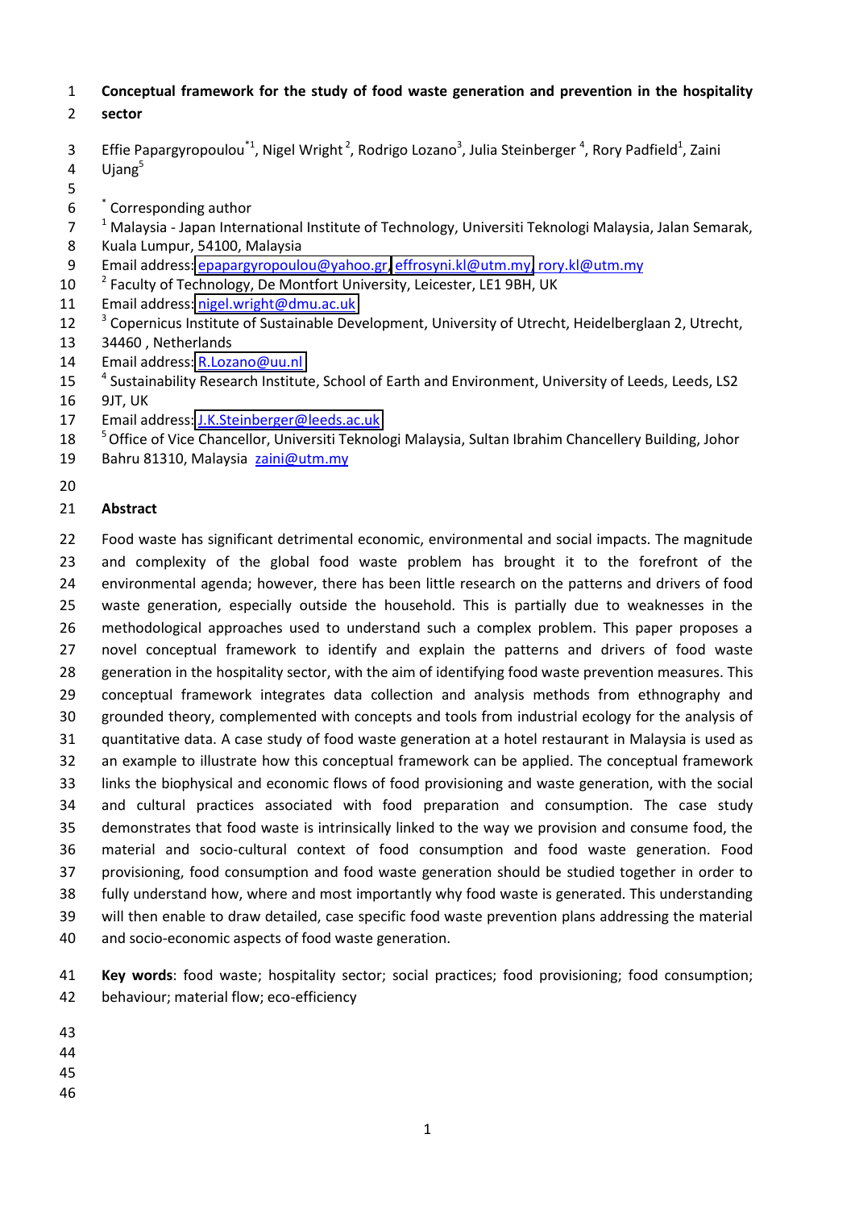# Conceptual framework for the study of food waste generation and prevention in the hospitality sector

Effie Papargyropoulou*[1], Nigel Wright[2], Rodrigo Lozano[3], Julia Steinberger[4], Rory Padfield[1], Zaini Ujang[5]

* Corresponding author

[1] Malaysia - Japan International Institute of Technology, Universiti Teknologi Malaysia, Jalan Semarak, Kuala Lumpur, 54100, Malaysia
Email address: epapargyropoulou@yahoo.gr, effrosyni.kl@utm.my, rory.kl@utm.my

[2] Faculty of Technology, De Montfort University, Leicester, LE1 9BH, UK
Email address: nigel.wright@dmu.ac.uk

[3] Copernicus Institute of Sustainable Development, University of Utrecht, Heidelberglaan 2, Utrecht, 34460 , Netherlands
Email address: R.Lozano@uu.nl

[4] Sustainability Research Institute, School of Earth and Environment, University of Leeds, Leeds, LS2 9JT, UK
Email address: J.K.Steinberger@leeds.ac.uk

[5] Office of Vice Chancellor, Universiti Teknologi Malaysia, Sultan Ibrahim Chancellery Building, Johor Bahru 81310, Malaysia zaini@utm.my

## Abstract

Food waste has significant detrimental economic, environmental and social impacts. The magnitude and complexity of the global food waste problem has brought it to the forefront of the environmental agenda; however, there has been little research on the patterns and drivers of food waste generation, especially outside the household. This is partially due to weaknesses in the methodological approaches used to understand such a complex problem. This paper proposes a novel conceptual framework to identify and explain the patterns and drivers of food waste generation in the hospitality sector, with the aim of identifying food waste prevention measures. This conceptual framework integrates data collection and analysis methods from ethnography and grounded theory, complemented with concepts and tools from industrial ecology for the analysis of quantitative data. A case study of food waste generation at a hotel restaurant in Malaysia is used as an example to illustrate how this conceptual framework can be applied. The conceptual framework links the biophysical and economic flows of food provisioning and waste generation, with the social and cultural practices associated with food preparation and consumption. The case study demonstrates that food waste is intrinsically linked to the way we provision and consume food, the material and socio-cultural context of food consumption and food waste generation. Food provisioning, food consumption and food waste generation should be studied together in order to fully understand how, where and most importantly why food waste is generated. This understanding will then enable to draw detailed, case specific food waste prevention plans addressing the material and socio-economic aspects of food waste generation.

**Key words**: food waste; hospitality sector; social practices; food provisioning; food consumption; behaviour; material flow; eco-efficiency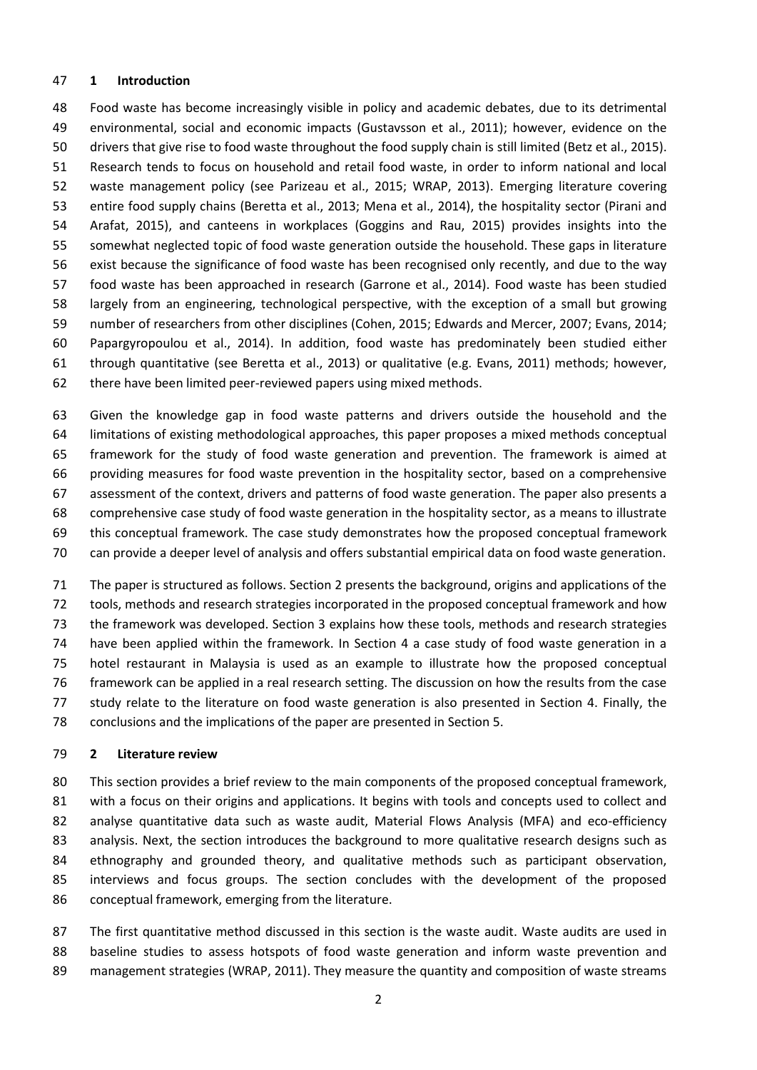## 1 Introduction

Food waste has become increasingly visible in policy and academic debates, due to its detrimental environmental, social and economic impacts (Gustavsson et al., 2011); however, evidence on the drivers that give rise to food waste throughout the food supply chain is still limited (Betz et al., 2015). Research tends to focus on household and retail food waste, in order to inform national and local waste management policy (see Parizeau et al., 2015; WRAP, 2013). Emerging literature covering entire food supply chains (Beretta et al., 2013; Mena et al., 2014), the hospitality sector (Pirani and Arafat, 2015), and canteens in workplaces (Goggins and Rau, 2015) provides insights into the somewhat neglected topic of food waste generation outside the household. These gaps in literature exist because the significance of food waste has been recognised only recently, and due to the way food waste has been approached in research (Garrone et al., 2014). Food waste has been studied largely from an engineering, technological perspective, with the exception of a small but growing number of researchers from other disciplines (Cohen, 2015; Edwards and Mercer, 2007; Evans, 2014; Papargyropoulou et al., 2014). In addition, food waste has predominately been studied either through quantitative (see Beretta et al., 2013) or qualitative (e.g. Evans, 2011) methods; however, there have been limited peer-reviewed papers using mixed methods.

Given the knowledge gap in food waste patterns and drivers outside the household and the limitations of existing methodological approaches, this paper proposes a mixed methods conceptual framework for the study of food waste generation and prevention. The framework is aimed at providing measures for food waste prevention in the hospitality sector, based on a comprehensive assessment of the context, drivers and patterns of food waste generation. The paper also presents a comprehensive case study of food waste generation in the hospitality sector, as a means to illustrate this conceptual framework. The case study demonstrates how the proposed conceptual framework can provide a deeper level of analysis and offers substantial empirical data on food waste generation.

The paper is structured as follows. Section 2 presents the background, origins and applications of the tools, methods and research strategies incorporated in the proposed conceptual framework and how the framework was developed. Section 3 explains how these tools, methods and research strategies have been applied within the framework. In Section 4 a case study of food waste generation in a hotel restaurant in Malaysia is used as an example to illustrate how the proposed conceptual framework can be applied in a real research setting. The discussion on how the results from the case study relate to the literature on food waste generation is also presented in Section 4. Finally, the conclusions and the implications of the paper are presented in Section 5.

## 2 Literature review

This section provides a brief review to the main components of the proposed conceptual framework, with a focus on their origins and applications. It begins with tools and concepts used to collect and analyse quantitative data such as waste audit, Material Flows Analysis (MFA) and eco-efficiency analysis. Next, the section introduces the background to more qualitative research designs such as ethnography and grounded theory, and qualitative methods such as participant observation, interviews and focus groups. The section concludes with the development of the proposed conceptual framework, emerging from the literature.

The first quantitative method discussed in this section is the waste audit. Waste audits are used in baseline studies to assess hotspots of food waste generation and inform waste prevention and management strategies (WRAP, 2011). They measure the quantity and composition of waste streams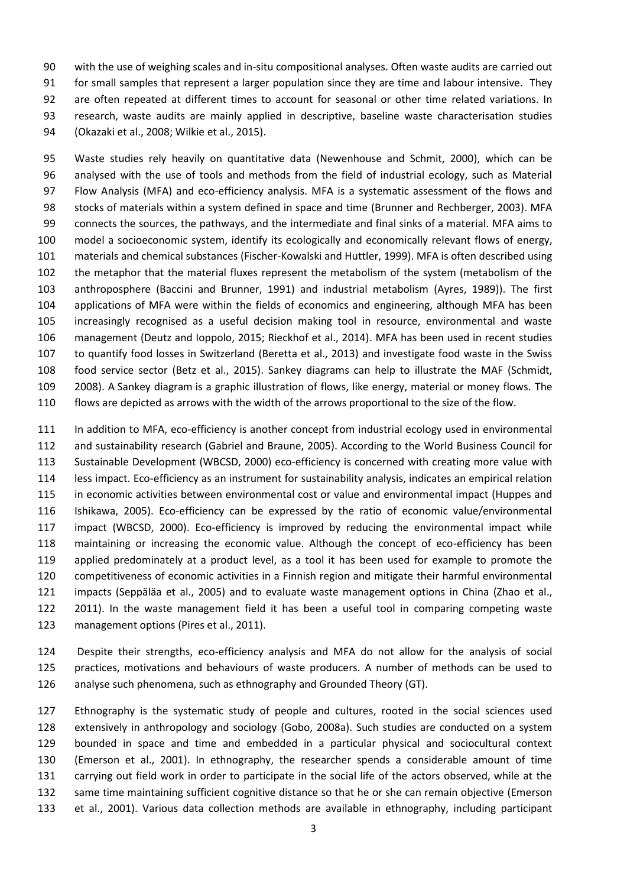with the use of weighing scales and in-situ compositional analyses. Often waste audits are carried out for small samples that represent a larger population since they are time and labour intensive. They are often repeated at different times to account for seasonal or other time related variations. In research, waste audits are mainly applied in descriptive, baseline waste characterisation studies (Okazaki et al., 2008; Wilkie et al., 2015).

Waste studies rely heavily on quantitative data (Newenhouse and Schmit, 2000), which can be analysed with the use of tools and methods from the field of industrial ecology, such as Material Flow Analysis (MFA) and eco-efficiency analysis. MFA is a systematic assessment of the flows and stocks of materials within a system defined in space and time (Brunner and Rechberger, 2003). MFA connects the sources, the pathways, and the intermediate and final sinks of a material. MFA aims to model a socioeconomic system, identify its ecologically and economically relevant flows of energy, materials and chemical substances (Fischer-Kowalski and Huttler, 1999). MFA is often described using the metaphor that the material fluxes represent the metabolism of the system (metabolism of the anthroposphere (Baccini and Brunner, 1991) and industrial metabolism (Ayres, 1989)). The first applications of MFA were within the fields of economics and engineering, although MFA has been increasingly recognised as a useful decision making tool in resource, environmental and waste management (Deutz and Ioppolo, 2015; Rieckhof et al., 2014). MFA has been used in recent studies to quantify food losses in Switzerland (Beretta et al., 2013) and investigate food waste in the Swiss food service sector (Betz et al., 2015). Sankey diagrams can help to illustrate the MAF (Schmidt, 2008). A Sankey diagram is a graphic illustration of flows, like energy, material or money flows. The flows are depicted as arrows with the width of the arrows proportional to the size of the flow.

In addition to MFA, eco-efficiency is another concept from industrial ecology used in environmental and sustainability research (Gabriel and Braune, 2005). According to the World Business Council for Sustainable Development (WBCSD, 2000) eco-efficiency is concerned with creating more value with less impact. Eco-efficiency as an instrument for sustainability analysis, indicates an empirical relation in economic activities between environmental cost or value and environmental impact (Huppes and Ishikawa, 2005). Eco-efficiency can be expressed by the ratio of economic value/environmental impact (WBCSD, 2000). Eco-efficiency is improved by reducing the environmental impact while maintaining or increasing the economic value. Although the concept of eco-efficiency has been applied predominately at a product level, as a tool it has been used for example to promote the competitiveness of economic activities in a Finnish region and mitigate their harmful environmental impacts (Seppäläa et al., 2005) and to evaluate waste management options in China (Zhao et al., 2011). In the waste management field it has been a useful tool in comparing competing waste management options (Pires et al., 2011).

Despite their strengths, eco-efficiency analysis and MFA do not allow for the analysis of social practices, motivations and behaviours of waste producers. A number of methods can be used to analyse such phenomena, such as ethnography and Grounded Theory (GT).

Ethnography is the systematic study of people and cultures, rooted in the social sciences used extensively in anthropology and sociology (Gobo, 2008a). Such studies are conducted on a system bounded in space and time and embedded in a particular physical and sociocultural context (Emerson et al., 2001). In ethnography, the researcher spends a considerable amount of time carrying out field work in order to participate in the social life of the actors observed, while at the same time maintaining sufficient cognitive distance so that he or she can remain objective (Emerson et al., 2001). Various data collection methods are available in ethnography, including participant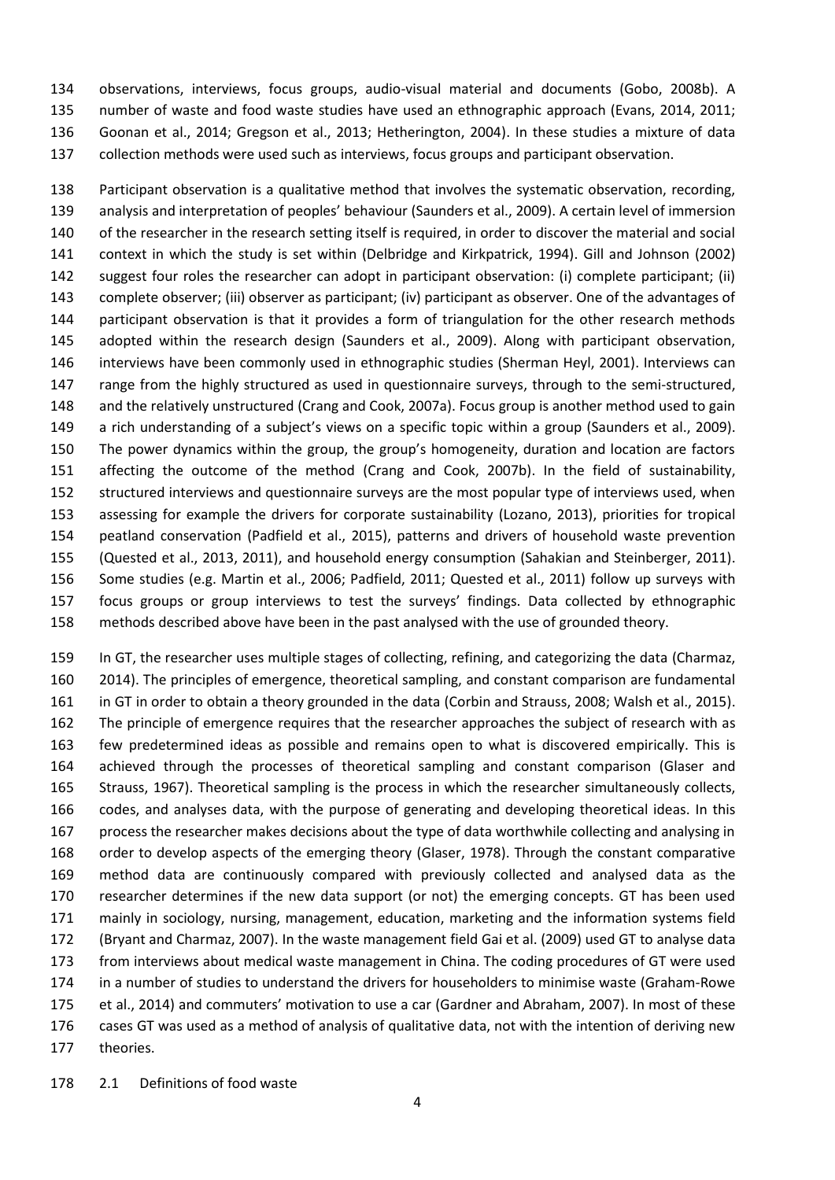observations, interviews, focus groups, audio-visual material and documents (Gobo, 2008b). A number of waste and food waste studies have used an ethnographic approach (Evans, 2014, 2011; Goonan et al., 2014; Gregson et al., 2013; Hetherington, 2004). In these studies a mixture of data collection methods were used such as interviews, focus groups and participant observation.

Participant observation is a qualitative method that involves the systematic observation, recording, analysis and interpretation of peoples' behaviour (Saunders et al., 2009). A certain level of immersion of the researcher in the research setting itself is required, in order to discover the material and social context in which the study is set within (Delbridge and Kirkpatrick, 1994). Gill and Johnson (2002) suggest four roles the researcher can adopt in participant observation: (i) complete participant; (ii) complete observer; (iii) observer as participant; (iv) participant as observer. One of the advantages of participant observation is that it provides a form of triangulation for the other research methods adopted within the research design (Saunders et al., 2009). Along with participant observation, interviews have been commonly used in ethnographic studies (Sherman Heyl, 2001). Interviews can range from the highly structured as used in questionnaire surveys, through to the semi-structured, and the relatively unstructured (Crang and Cook, 2007a). Focus group is another method used to gain a rich understanding of a subject's views on a specific topic within a group (Saunders et al., 2009). The power dynamics within the group, the group's homogeneity, duration and location are factors affecting the outcome of the method (Crang and Cook, 2007b). In the field of sustainability, structured interviews and questionnaire surveys are the most popular type of interviews used, when assessing for example the drivers for corporate sustainability (Lozano, 2013), priorities for tropical peatland conservation (Padfield et al., 2015), patterns and drivers of household waste prevention (Quested et al., 2013, 2011), and household energy consumption (Sahakian and Steinberger, 2011). Some studies (e.g. Martin et al., 2006; Padfield, 2011; Quested et al., 2011) follow up surveys with focus groups or group interviews to test the surveys' findings. Data collected by ethnographic methods described above have been in the past analysed with the use of grounded theory.

In GT, the researcher uses multiple stages of collecting, refining, and categorizing the data (Charmaz, 2014). The principles of emergence, theoretical sampling, and constant comparison are fundamental in GT in order to obtain a theory grounded in the data (Corbin and Strauss, 2008; Walsh et al., 2015). The principle of emergence requires that the researcher approaches the subject of research with as few predetermined ideas as possible and remains open to what is discovered empirically. This is achieved through the processes of theoretical sampling and constant comparison (Glaser and Strauss, 1967). Theoretical sampling is the process in which the researcher simultaneously collects, codes, and analyses data, with the purpose of generating and developing theoretical ideas. In this process the researcher makes decisions about the type of data worthwhile collecting and analysing in order to develop aspects of the emerging theory (Glaser, 1978). Through the constant comparative method data are continuously compared with previously collected and analysed data as the researcher determines if the new data support (or not) the emerging concepts. GT has been used mainly in sociology, nursing, management, education, marketing and the information systems field (Bryant and Charmaz, 2007). In the waste management field Gai et al. (2009) used GT to analyse data from interviews about medical waste management in China. The coding procedures of GT were used in a number of studies to understand the drivers for householders to minimise waste (Graham-Rowe et al., 2014) and commuters' motivation to use a car (Gardner and Abraham, 2007). In most of these cases GT was used as a method of analysis of qualitative data, not with the intention of deriving new theories.

### 2.1 Definitions of food waste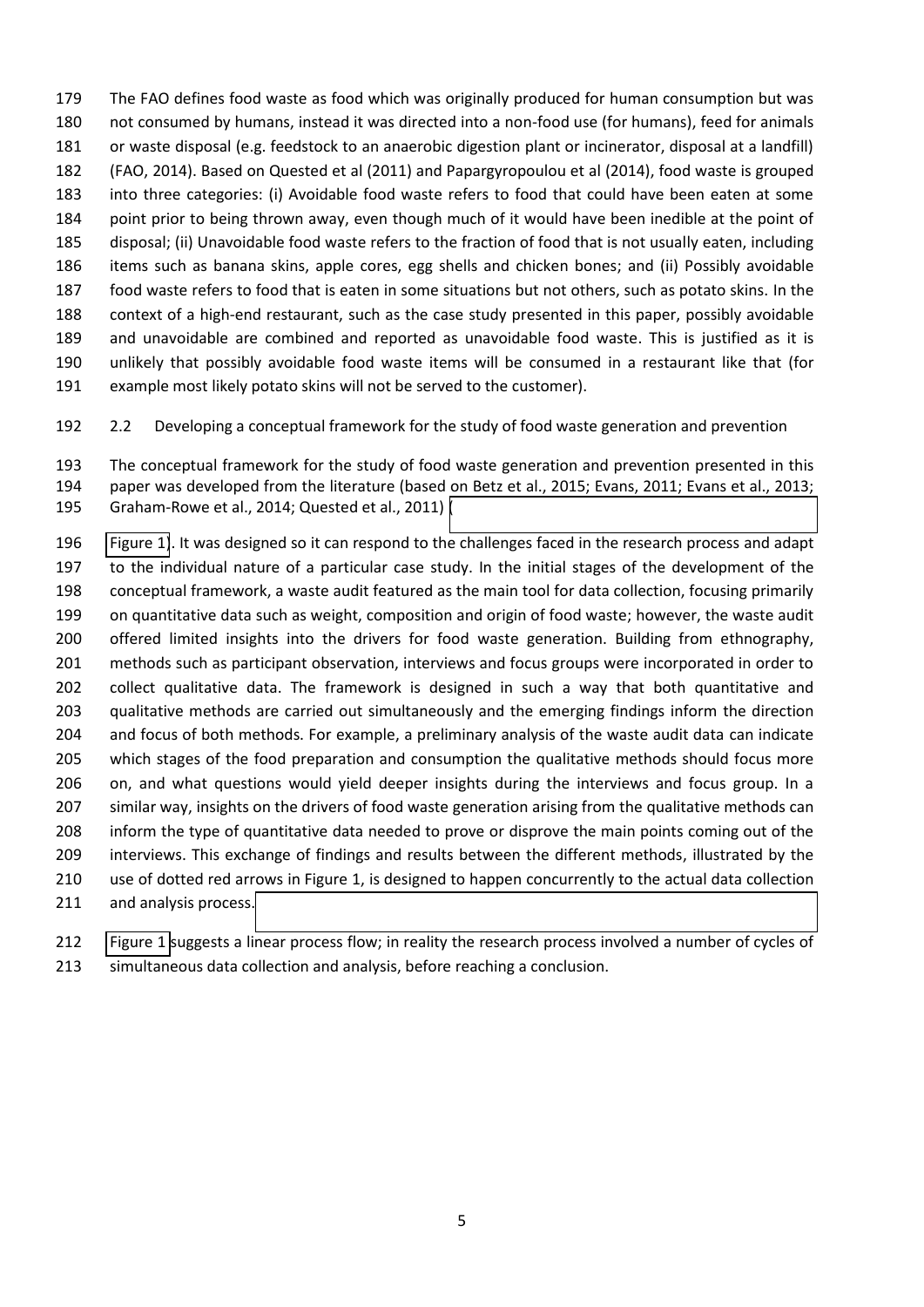The FAO defines food waste as food which was originally produced for human consumption but was not consumed by humans, instead it was directed into a non-food use (for humans), feed for animals or waste disposal (e.g. feedstock to an anaerobic digestion plant or incinerator, disposal at a landfill) (FAO, 2014). Based on Quested et al (2011) and Papargyropoulou et al (2014), food waste is grouped into three categories: (i) Avoidable food waste refers to food that could have been eaten at some point prior to being thrown away, even though much of it would have been inedible at the point of disposal; (ii) Unavoidable food waste refers to the fraction of food that is not usually eaten, including items such as banana skins, apple cores, egg shells and chicken bones; and (ii) Possibly avoidable food waste refers to food that is eaten in some situations but not others, such as potato skins. In the context of a high-end restaurant, such as the case study presented in this paper, possibly avoidable and unavoidable are combined and reported as unavoidable food waste. This is justified as it is unlikely that possibly avoidable food waste items will be consumed in a restaurant like that (for example most likely potato skins will not be served to the customer).

## 2.2 Developing a conceptual framework for the study of food waste generation and prevention

The conceptual framework for the study of food waste generation and prevention presented in this paper was developed from the literature (based on Betz et al., 2015; Evans, 2011; Evans et al., 2013; Graham-Rowe et al., 2014; Quested et al., 2011) (Figure 1). It was designed so it can respond to the challenges faced in the research process and adapt to the individual nature of a particular case study. In the initial stages of the development of the conceptual framework, a waste audit featured as the main tool for data collection, focusing primarily on quantitative data such as weight, composition and origin of food waste; however, the waste audit offered limited insights into the drivers for food waste generation. Building from ethnography, methods such as participant observation, interviews and focus groups were incorporated in order to collect qualitative data. The framework is designed in such a way that both quantitative and qualitative methods are carried out simultaneously and the emerging findings inform the direction and focus of both methods. For example, a preliminary analysis of the waste audit data can indicate which stages of the food preparation and consumption the qualitative methods should focus more on, and what questions would yield deeper insights during the interviews and focus group. In a similar way, insights on the drivers of food waste generation arising from the qualitative methods can inform the type of quantitative data needed to prove or disprove the main points coming out of the interviews. This exchange of findings and results between the different methods, illustrated by the use of dotted red arrows in Figure 1, is designed to happen concurrently to the actual data collection and analysis process.

Figure 1 suggests a linear process flow; in reality the research process involved a number of cycles of simultaneous data collection and analysis, before reaching a conclusion.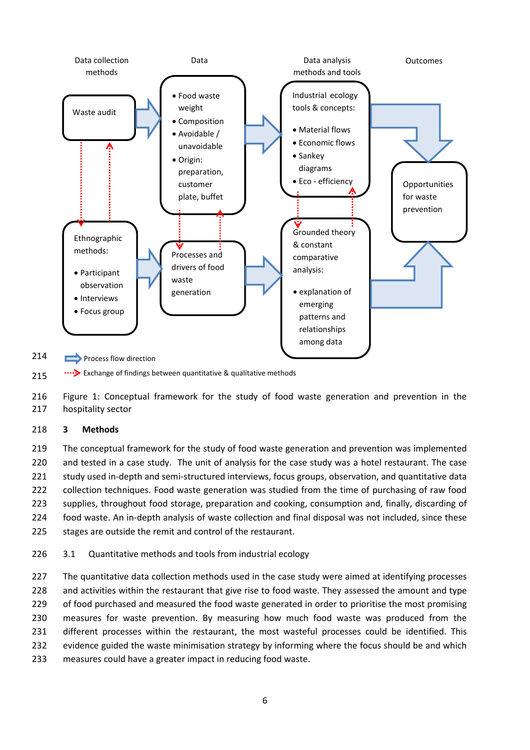Data collection methods | Data | Data analysis methods and tools | Outcomes

Waste audit

- Food waste weight
- Composition
- Avoidable / unavoidable
- Origin: preparation, customer plate, buffet

Industrial ecology tools & concepts:

- Material flows
- Economic flows
- Sankey diagrams
- Eco - efficiency

Opportunities for waste prevention

Ethnographic methods:

- Participant observation
- Interviews
- Focus group

Processes and drivers of food waste generation

Grounded theory & constant comparative analysis:

- explanation of emerging patterns and relationships among data

Process flow direction

Exchange of findings between quantitative & qualitative methods

Figure 1: Conceptual framework for the study of food waste generation and prevention in the hospitality sector

## 3 Methods

The conceptual framework for the study of food waste generation and prevention was implemented and tested in a case study. The unit of analysis for the case study was a hotel restaurant. The case study used in-depth and semi-structured interviews, focus groups, observation, and quantitative data collection techniques. Food waste generation was studied from the time of purchasing of raw food supplies, throughout food storage, preparation and cooking, consumption and, finally, discarding of food waste. An in-depth analysis of waste collection and final disposal was not included, since these stages are outside the remit and control of the restaurant.

### 3.1 Quantitative methods and tools from industrial ecology

The quantitative data collection methods used in the case study were aimed at identifying processes and activities within the restaurant that give rise to food waste. They assessed the amount and type of food purchased and measured the food waste generated in order to prioritise the most promising measures for waste prevention. By measuring how much food waste was produced from the different processes within the restaurant, the most wasteful processes could be identified. This evidence guided the waste minimisation strategy by informing where the focus should be and which measures could have a greater impact in reducing food waste.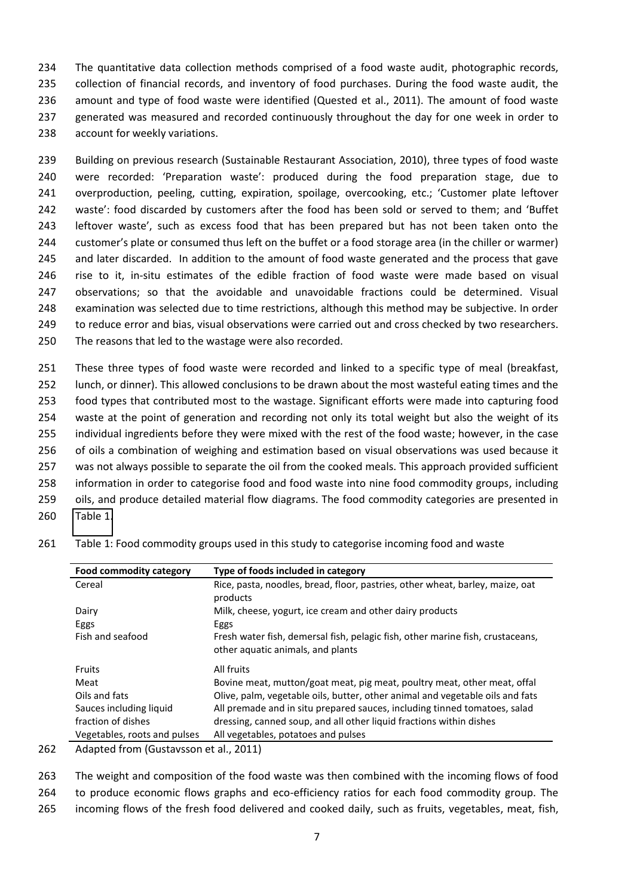The quantitative data collection methods comprised of a food waste audit, photographic records, collection of financial records, and inventory of food purchases. During the food waste audit, the amount and type of food waste were identified (Quested et al., 2011). The amount of food waste generated was measured and recorded continuously throughout the day for one week in order to account for weekly variations.

Building on previous research (Sustainable Restaurant Association, 2010), three types of food waste were recorded: 'Preparation waste': produced during the food preparation stage, due to overproduction, peeling, cutting, expiration, spoilage, overcooking, etc.; 'Customer plate leftover waste': food discarded by customers after the food has been sold or served to them; and 'Buffet leftover waste', such as excess food that has been prepared but has not been taken onto the customer's plate or consumed thus left on the buffet or a food storage area (in the chiller or warmer) and later discarded. In addition to the amount of food waste generated and the process that gave rise to it, in-situ estimates of the edible fraction of food waste were made based on visual observations; so that the avoidable and unavoidable fractions could be determined. Visual examination was selected due to time restrictions, although this method may be subjective. In order to reduce error and bias, visual observations were carried out and cross checked by two researchers. The reasons that led to the wastage were also recorded.

These three types of food waste were recorded and linked to a specific type of meal (breakfast, lunch, or dinner). This allowed conclusions to be drawn about the most wasteful eating times and the food types that contributed most to the wastage. Significant efforts were made into capturing food waste at the point of generation and recording not only its total weight but also the weight of its individual ingredients before they were mixed with the rest of the food waste; however, in the case of oils a combination of weighing and estimation based on visual observations was used because it was not always possible to separate the oil from the cooked meals. This approach provided sufficient information in order to categorise food and food waste into nine food commodity groups, including oils, and produce detailed material flow diagrams. The food commodity categories are presented in Table 1.

Table 1: Food commodity groups used in this study to categorise incoming food and waste

| Food commodity category | Type of foods included in category |
|---|---|
| Cereal | Rice, pasta, noodles, bread, floor, pastries, other wheat, barley, maize, oat products |
| Dairy | Milk, cheese, yogurt, ice cream and other dairy products |
| Eggs | Eggs |
| Fish and seafood | Fresh water fish, demersal fish, pelagic fish, other marine fish, crustaceans, other aquatic animals, and plants |
| Fruits | All fruits |
| Meat | Bovine meat, mutton/goat meat, pig meat, poultry meat, other meat, offal |
| Oils and fats | Olive, palm, vegetable oils, butter, other animal and vegetable oils and fats |
| Sauces including liquid fraction of dishes | All premade and in situ prepared sauces, including tinned tomatoes, salad dressing, canned soup, and all other liquid fractions within dishes |
| Vegetables, roots and pulses | All vegetables, potatoes and pulses |

Adapted from (Gustavsson et al., 2011)

The weight and composition of the food waste was then combined with the incoming flows of food to produce economic flows graphs and eco-efficiency ratios for each food commodity group. The incoming flows of the fresh food delivered and cooked daily, such as fruits, vegetables, meat, fish,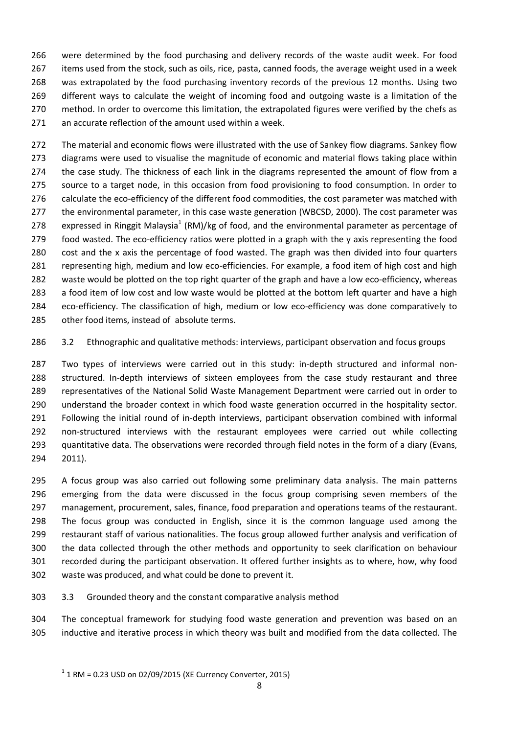were determined by the food purchasing and delivery records of the waste audit week. For food items used from the stock, such as oils, rice, pasta, canned foods, the average weight used in a week was extrapolated by the food purchasing inventory records of the previous 12 months. Using two different ways to calculate the weight of incoming food and outgoing waste is a limitation of the method. In order to overcome this limitation, the extrapolated figures were verified by the chefs as an accurate reflection of the amount used within a week.

The material and economic flows were illustrated with the use of Sankey flow diagrams. Sankey flow diagrams were used to visualise the magnitude of economic and material flows taking place within the case study. The thickness of each link in the diagrams represented the amount of flow from a source to a target node, in this occasion from food provisioning to food consumption. In order to calculate the eco-efficiency of the different food commodities, the cost parameter was matched with the environmental parameter, in this case waste generation (WBCSD, 2000). The cost parameter was expressed in Ringgit Malaysia[1] (RM)/kg of food, and the environmental parameter as percentage of food wasted. The eco-efficiency ratios were plotted in a graph with the y axis representing the food cost and the x axis the percentage of food wasted. The graph was then divided into four quarters representing high, medium and low eco-efficiencies. For example, a food item of high cost and high waste would be plotted on the top right quarter of the graph and have a low eco-efficiency, whereas a food item of low cost and low waste would be plotted at the bottom left quarter and have a high eco-efficiency. The classification of high, medium or low eco-efficiency was done comparatively to other food items, instead of absolute terms.

### 3.2 Ethnographic and qualitative methods: interviews, participant observation and focus groups

Two types of interviews were carried out in this study: in-depth structured and informal non-structured. In-depth interviews of sixteen employees from the case study restaurant and three representatives of the National Solid Waste Management Department were carried out in order to understand the broader context in which food waste generation occurred in the hospitality sector. Following the initial round of in-depth interviews, participant observation combined with informal non-structured interviews with the restaurant employees were carried out while collecting quantitative data. The observations were recorded through field notes in the form of a diary (Evans, 2011).

A focus group was also carried out following some preliminary data analysis. The main patterns emerging from the data were discussed in the focus group comprising seven members of the management, procurement, sales, finance, food preparation and operations teams of the restaurant. The focus group was conducted in English, since it is the common language used among the restaurant staff of various nationalities. The focus group allowed further analysis and verification of the data collected through the other methods and opportunity to seek clarification on behaviour recorded during the participant observation. It offered further insights as to where, how, why food waste was produced, and what could be done to prevent it.

### 3.3 Grounded theory and the constant comparative analysis method

The conceptual framework for studying food waste generation and prevention was based on an inductive and iterative process in which theory was built and modified from the data collected. The

[1] 1 RM = 0.23 USD on 02/09/2015 (XE Currency Converter, 2015)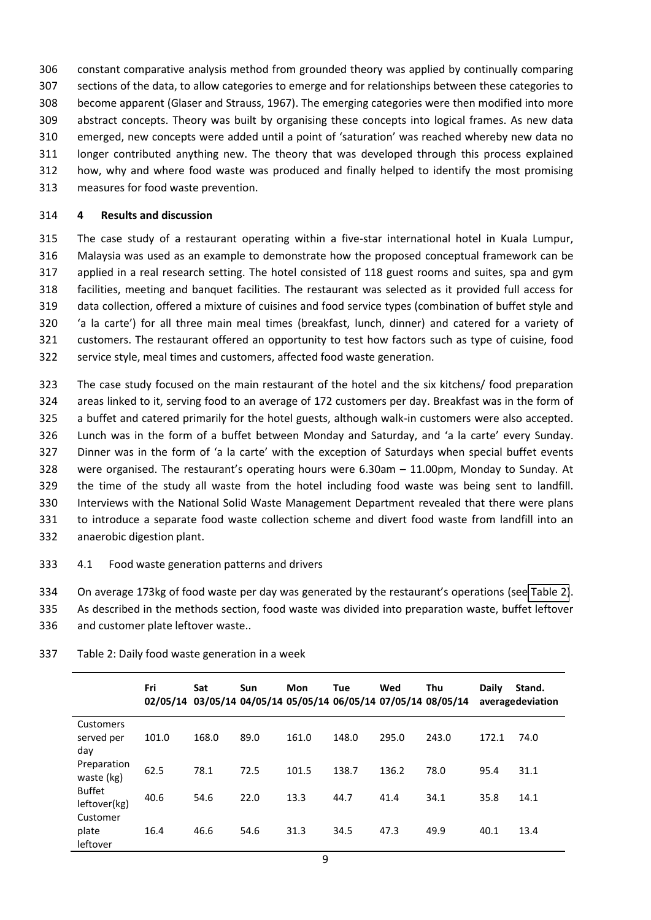constant comparative analysis method from grounded theory was applied by continually comparing sections of the data, to allow categories to emerge and for relationships between these categories to become apparent (Glaser and Strauss, 1967). The emerging categories were then modified into more abstract concepts. Theory was built by organising these concepts into logical frames. As new data emerged, new concepts were added until a point of 'saturation' was reached whereby new data no longer contributed anything new. The theory that was developed through this process explained how, why and where food waste was produced and finally helped to identify the most promising measures for food waste prevention.

## 4 Results and discussion

The case study of a restaurant operating within a five-star international hotel in Kuala Lumpur, Malaysia was used as an example to demonstrate how the proposed conceptual framework can be applied in a real research setting. The hotel consisted of 118 guest rooms and suites, spa and gym facilities, meeting and banquet facilities. The restaurant was selected as it provided full access for data collection, offered a mixture of cuisines and food service types (combination of buffet style and 'a la carte') for all three main meal times (breakfast, lunch, dinner) and catered for a variety of customers. The restaurant offered an opportunity to test how factors such as type of cuisine, food service style, meal times and customers, affected food waste generation.

The case study focused on the main restaurant of the hotel and the six kitchens/ food preparation areas linked to it, serving food to an average of 172 customers per day. Breakfast was in the form of a buffet and catered primarily for the hotel guests, although walk-in customers were also accepted. Lunch was in the form of a buffet between Monday and Saturday, and 'a la carte' every Sunday. Dinner was in the form of 'a la carte' with the exception of Saturdays when special buffet events were organised. The restaurant's operating hours were 6.30am – 11.00pm, Monday to Sunday. At the time of the study all waste from the hotel including food waste was being sent to landfill. Interviews with the National Solid Waste Management Department revealed that there were plans to introduce a separate food waste collection scheme and divert food waste from landfill into an anaerobic digestion plant.

### 4.1 Food waste generation patterns and drivers

On average 173kg of food waste per day was generated by the restaurant's operations (see Table 2). As described in the methods section, food waste was divided into preparation waste, buffet leftover and customer plate leftover waste..

Table 2: Daily food waste generation in a week

| | Fri 02/05/14 | Sat 03/05/14 | Sun 04/05/14 | Mon 05/05/14 | Tue 06/05/14 | Wed 07/05/14 | Thu 08/05/14 | Daily average | Stand. deviation |
|---|---|---|---|---|---|---|---|---|---|
| Customers served per day | 101.0 | 168.0 | 89.0 | 161.0 | 148.0 | 295.0 | 243.0 | 172.1 | 74.0 |
| Preparation waste (kg) | 62.5 | 78.1 | 72.5 | 101.5 | 138.7 | 136.2 | 78.0 | 95.4 | 31.1 |
| Buffet leftover(kg) | 40.6 | 54.6 | 22.0 | 13.3 | 44.7 | 41.4 | 34.1 | 35.8 | 14.1 |
| Customer plate leftover | 16.4 | 46.6 | 54.6 | 31.3 | 34.5 | 47.3 | 49.9 | 40.1 | 13.4 |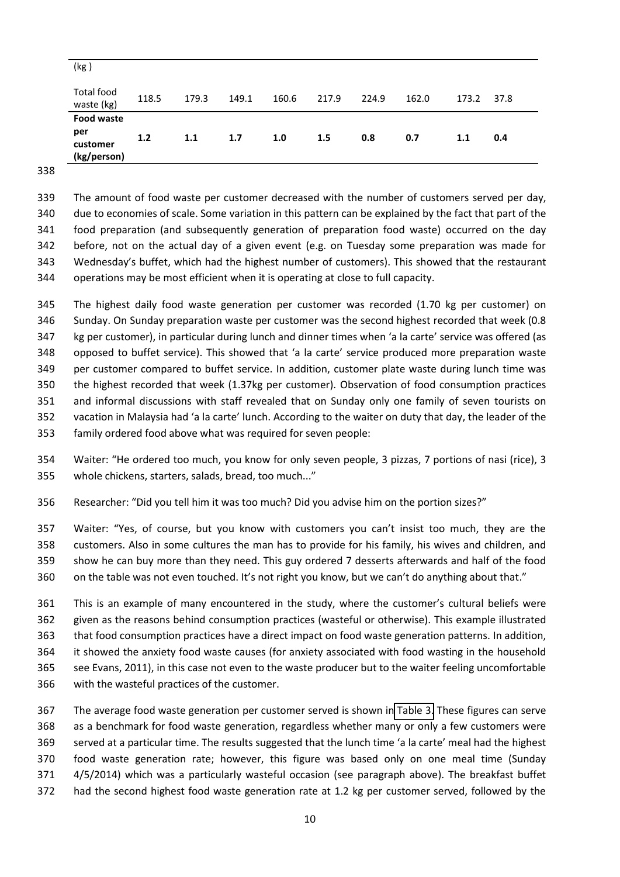| (kg ) | | | | | | | | | |
|---|---|---|---|---|---|---|---|---|---|
| Total food waste (kg) | 118.5 | 179.3 | 149.1 | 160.6 | 217.9 | 224.9 | 162.0 | 173.2 | 37.8 |
| **Food waste per customer (kg/person)** | **1.2** | **1.1** | **1.7** | **1.0** | **1.5** | **0.8** | **0.7** | **1.1** | **0.4** |

The amount of food waste per customer decreased with the number of customers served per day, due to economies of scale. Some variation in this pattern can be explained by the fact that part of the food preparation (and subsequently generation of preparation food waste) occurred on the day before, not on the actual day of a given event (e.g. on Tuesday some preparation was made for Wednesday's buffet, which had the highest number of customers). This showed that the restaurant operations may be most efficient when it is operating at close to full capacity.

The highest daily food waste generation per customer was recorded (1.70 kg per customer) on Sunday. On Sunday preparation waste per customer was the second highest recorded that week (0.8 kg per customer), in particular during lunch and dinner times when 'a la carte' service was offered (as opposed to buffet service). This showed that 'a la carte' service produced more preparation waste per customer compared to buffet service. In addition, customer plate waste during lunch time was the highest recorded that week (1.37kg per customer). Observation of food consumption practices and informal discussions with staff revealed that on Sunday only one family of seven tourists on vacation in Malaysia had 'a la carte' lunch. According to the waiter on duty that day, the leader of the family ordered food above what was required for seven people:

Waiter: "He ordered too much, you know for only seven people, 3 pizzas, 7 portions of nasi (rice), 3 whole chickens, starters, salads, bread, too much..."

Researcher: "Did you tell him it was too much? Did you advise him on the portion sizes?"

Waiter: "Yes, of course, but you know with customers you can't insist too much, they are the customers. Also in some cultures the man has to provide for his family, his wives and children, and show he can buy more than they need. This guy ordered 7 desserts afterwards and half of the food on the table was not even touched. It's not right you know, but we can't do anything about that."

This is an example of many encountered in the study, where the customer's cultural beliefs were given as the reasons behind consumption practices (wasteful or otherwise). This example illustrated that food consumption practices have a direct impact on food waste generation patterns. In addition, it showed the anxiety food waste causes (for anxiety associated with food wasting in the household see Evans, 2011), in this case not even to the waste producer but to the waiter feeling uncomfortable with the wasteful practices of the customer.

The average food waste generation per customer served is shown in Table 3. These figures can serve as a benchmark for food waste generation, regardless whether many or only a few customers were served at a particular time. The results suggested that the lunch time 'a la carte' meal had the highest food waste generation rate; however, this figure was based only on one meal time (Sunday 4/5/2014) which was a particularly wasteful occasion (see paragraph above). The breakfast buffet had the second highest food waste generation rate at 1.2 kg per customer served, followed by the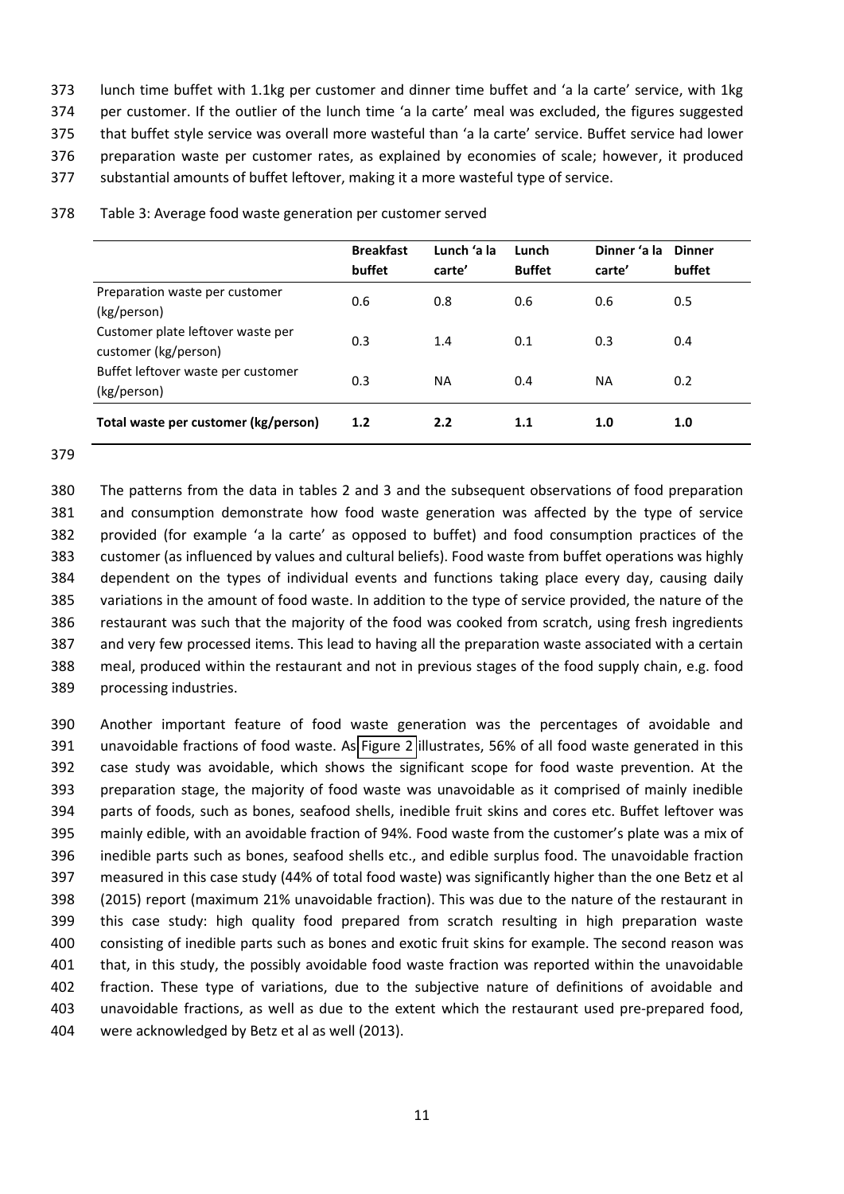lunch time buffet with 1.1kg per customer and dinner time buffet and 'a la carte' service, with 1kg per customer. If the outlier of the lunch time 'a la carte' meal was excluded, the figures suggested that buffet style service was overall more wasteful than 'a la carte' service. Buffet service had lower preparation waste per customer rates, as explained by economies of scale; however, it produced substantial amounts of buffet leftover, making it a more wasteful type of service.

Table 3: Average food waste generation per customer served

| | Breakfast buffet | Lunch 'a la carte' | Lunch Buffet | Dinner 'a la carte' | Dinner buffet |
|---|---|---|---|---|---|
| Preparation waste per customer (kg/person) | 0.6 | 0.8 | 0.6 | 0.6 | 0.5 |
| Customer plate leftover waste per customer (kg/person) | 0.3 | 1.4 | 0.1 | 0.3 | 0.4 |
| Buffet leftover waste per customer (kg/person) | 0.3 | NA | 0.4 | NA | 0.2 |
| **Total waste per customer (kg/person)** | **1.2** | **2.2** | **1.1** | **1.0** | **1.0** |

The patterns from the data in tables 2 and 3 and the subsequent observations of food preparation and consumption demonstrate how food waste generation was affected by the type of service provided (for example 'a la carte' as opposed to buffet) and food consumption practices of the customer (as influenced by values and cultural beliefs). Food waste from buffet operations was highly dependent on the types of individual events and functions taking place every day, causing daily variations in the amount of food waste. In addition to the type of service provided, the nature of the restaurant was such that the majority of the food was cooked from scratch, using fresh ingredients and very few processed items. This lead to having all the preparation waste associated with a certain meal, produced within the restaurant and not in previous stages of the food supply chain, e.g. food processing industries.

Another important feature of food waste generation was the percentages of avoidable and unavoidable fractions of food waste. As Figure 2 illustrates, 56% of all food waste generated in this case study was avoidable, which shows the significant scope for food waste prevention. At the preparation stage, the majority of food waste was unavoidable as it comprised of mainly inedible parts of foods, such as bones, seafood shells, inedible fruit skins and cores etc. Buffet leftover was mainly edible, with an avoidable fraction of 94%. Food waste from the customer's plate was a mix of inedible parts such as bones, seafood shells etc., and edible surplus food. The unavoidable fraction measured in this case study (44% of total food waste) was significantly higher than the one Betz et al (2015) report (maximum 21% unavoidable fraction). This was due to the nature of the restaurant in this case study: high quality food prepared from scratch resulting in high preparation waste consisting of inedible parts such as bones and exotic fruit skins for example. The second reason was that, in this study, the possibly avoidable food waste fraction was reported within the unavoidable fraction. These type of variations, due to the subjective nature of definitions of avoidable and unavoidable fractions, as well as due to the extent which the restaurant used pre-prepared food, were acknowledged by Betz et al as well (2013).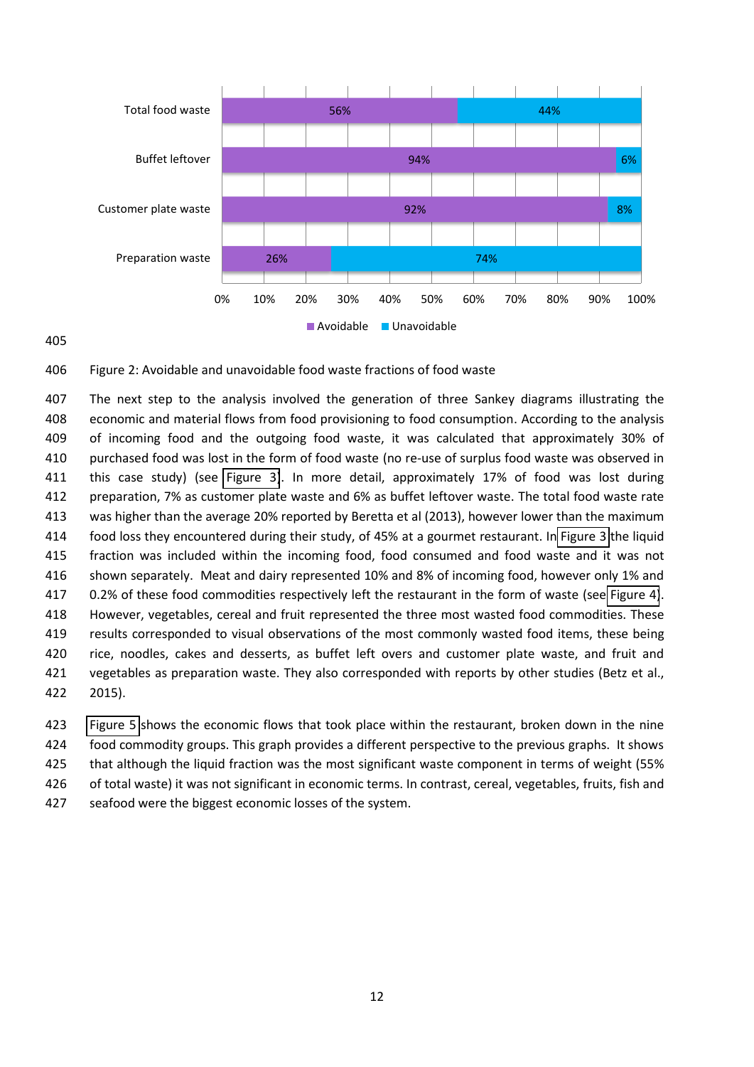Figure 2: Avoidable and unavoidable food waste fractions of food waste

The next step to the analysis involved the generation of three Sankey diagrams illustrating the economic and material flows from food provisioning to food consumption. According to the analysis of incoming food and the outgoing food waste, it was calculated that approximately 30% of purchased food was lost in the form of food waste (no re-use of surplus food waste was observed in this case study) (see Figure 3). In more detail, approximately 17% of food was lost during preparation, 7% as customer plate waste and 6% as buffet leftover waste. The total food waste rate was higher than the average 20% reported by Beretta et al (2013), however lower than the maximum food loss they encountered during their study, of 45% at a gourmet restaurant. In Figure 3 the liquid fraction was included within the incoming food, food consumed and food waste and it was not shown separately. Meat and dairy represented 10% and 8% of incoming food, however only 1% and 0.2% of these food commodities respectively left the restaurant in the form of waste (see Figure 4). However, vegetables, cereal and fruit represented the three most wasted food commodities. These results corresponded to visual observations of the most commonly wasted food items, these being rice, noodles, cakes and desserts, as buffet left overs and customer plate waste, and fruit and vegetables as preparation waste. They also corresponded with reports by other studies (Betz et al., 2015).

Figure 5 shows the economic flows that took place within the restaurant, broken down in the nine food commodity groups. This graph provides a different perspective to the previous graphs. It shows that although the liquid fraction was the most significant waste component in terms of weight (55% of total waste) it was not significant in economic terms. In contrast, cereal, vegetables, fruits, fish and seafood were the biggest economic losses of the system.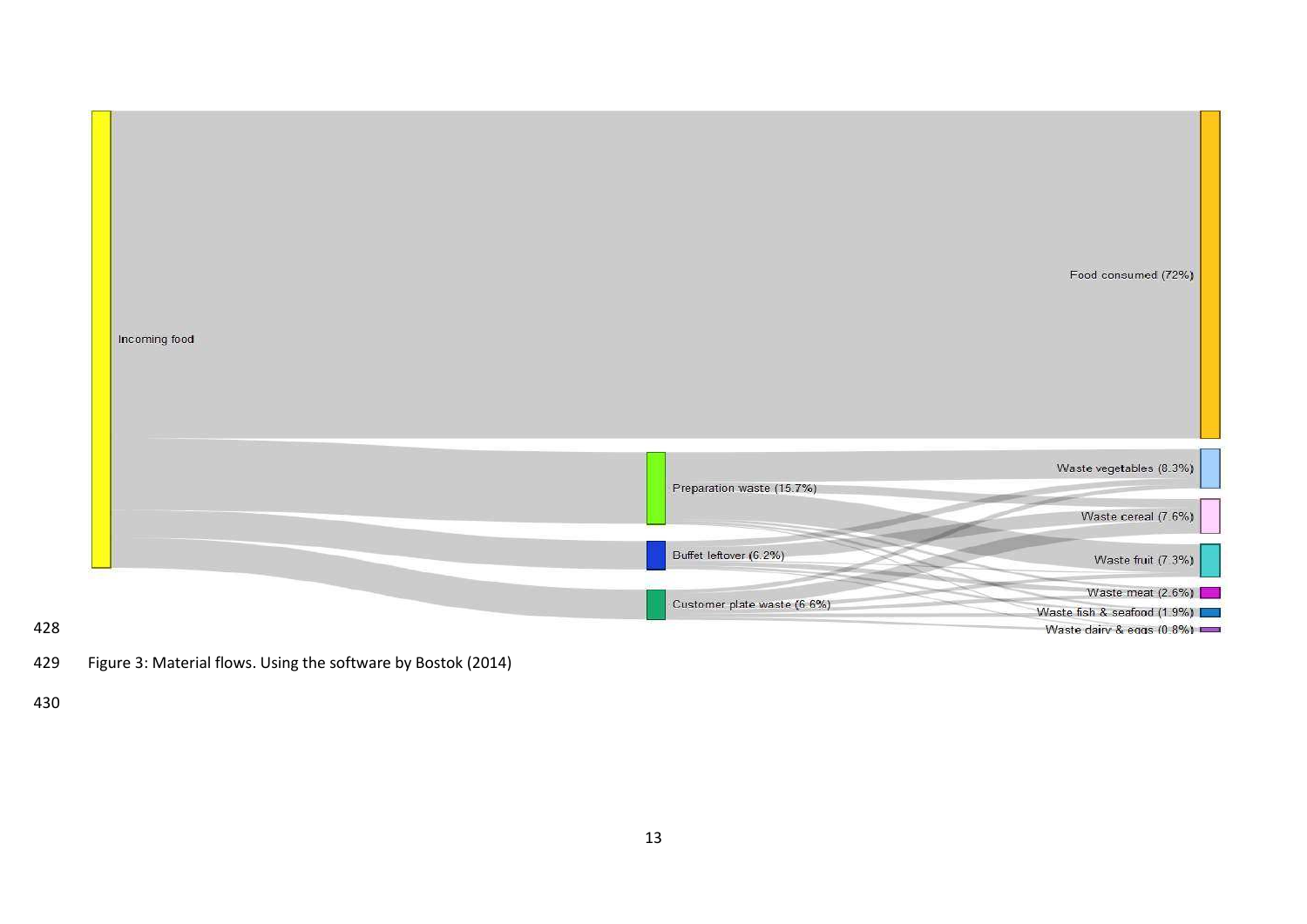Incoming food

Food consumed (72%)

Preparation waste (15.7%)

Buffet leftover (6.2%)

Customer plate waste (6.6%)

Waste vegetables (8.3%)

Waste cereal (7.6%)

Waste fruit (7.3%)

Waste meat (2.6%)

Waste fish & seafood (1.9%)

Waste dairy & eggs (0.8%)

Figure 3: Material flows. Using the software by Bostok (2014)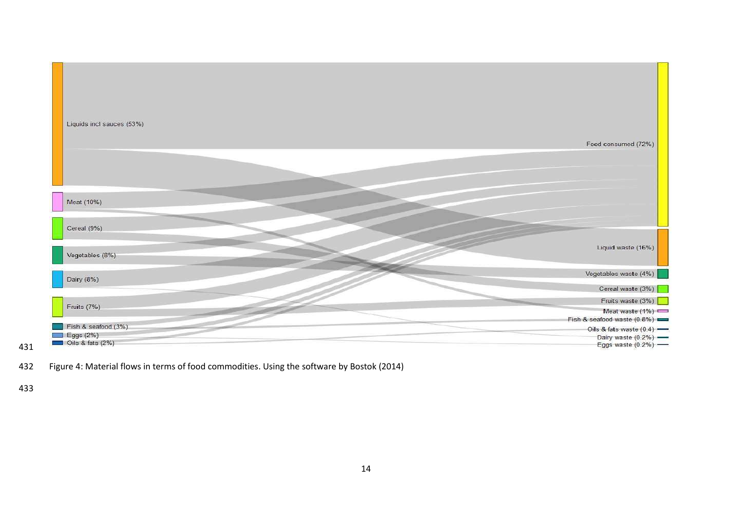Figure 4: Material flows in terms of food commodities. Using the software by Bostok (2014)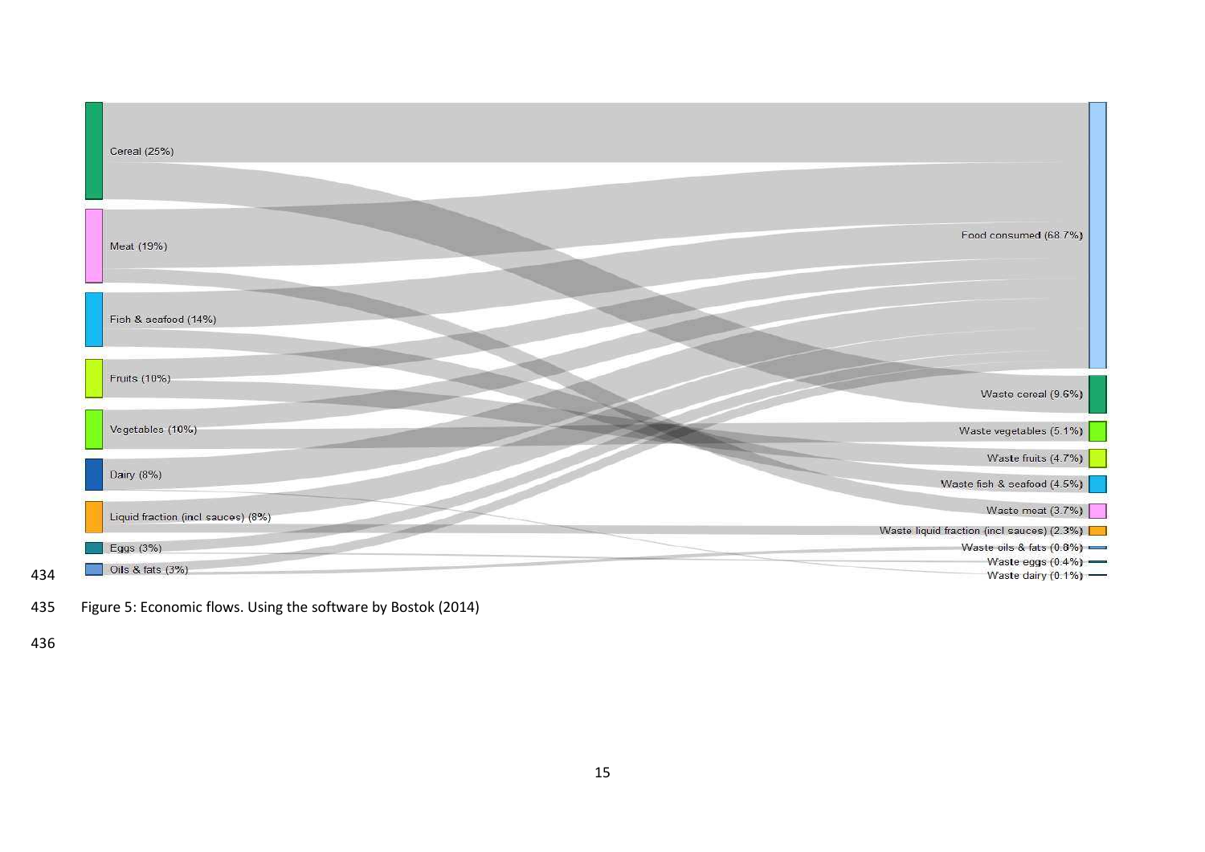| Source | Target |
| --- | --- |
| Cereal (25%) | Food consumed (68.7%) |
| Meat (19%) | Waste cereal (9.6%) |
| Fish & seafood (14%) | Waste vegetables (5.1%) |
| Fruits (10%) | Waste fruits (4.7%) |
| Vegetables (10%) | Waste fish & seafood (4.5%) |
| Dairy (8%) | Waste meat (3.7%) |
| Liquid fraction (incl sauces) (8%) | Waste liquid fraction (incl sauces) (2.3%) |
| Eggs (3%) | Waste oils & fats (0.8%) |
| Oils & fats (3%) | Waste eggs (0.4%) |
| | Waste dairy (0.1%) |

Figure 5: Economic flows. Using the software by Bostok (2014)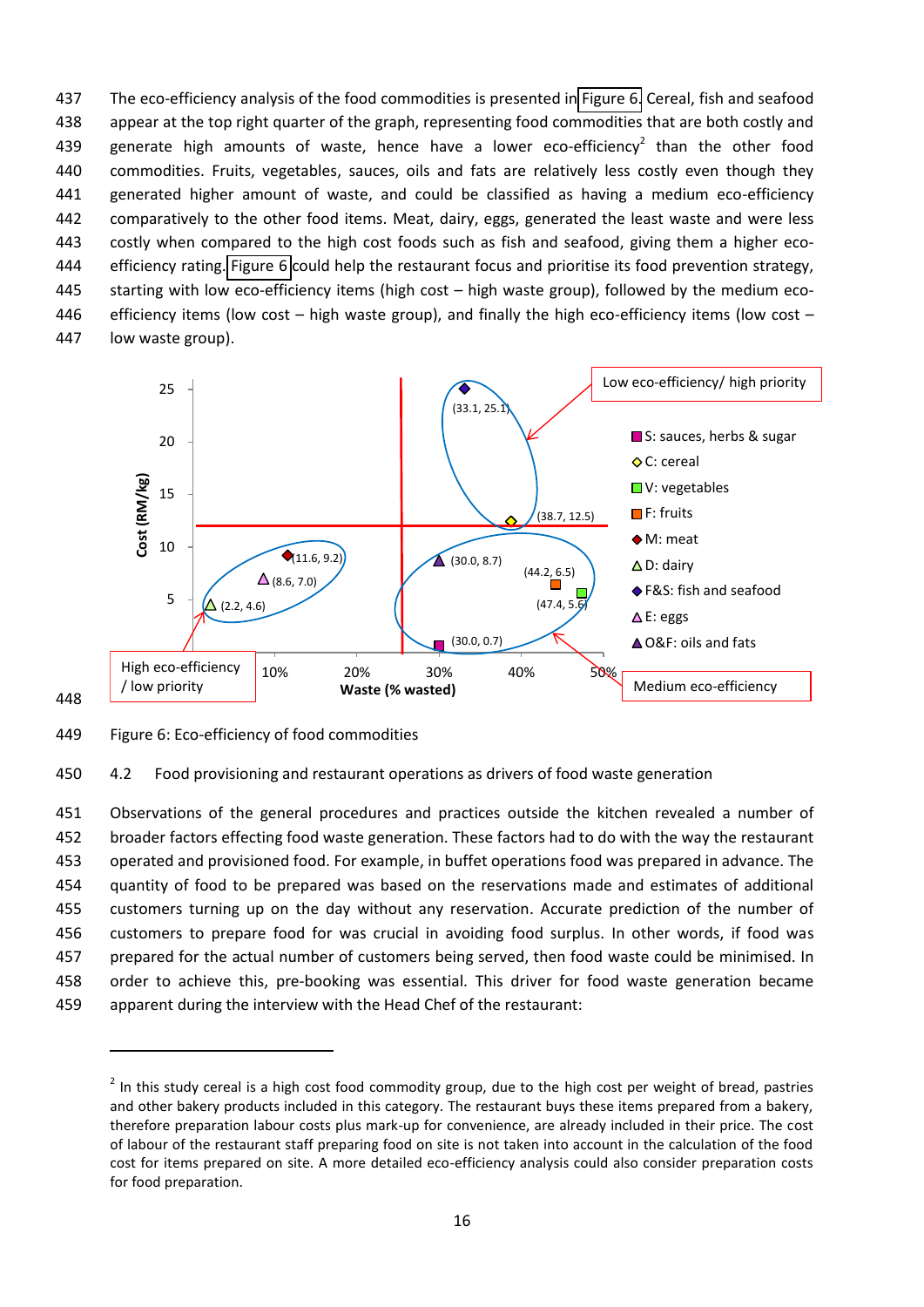The eco-efficiency analysis of the food commodities is presented in Figure 6. Cereal, fish and seafood appear at the top right quarter of the graph, representing food commodities that are both costly and generate high amounts of waste, hence have a lower eco-efficiency[2] than the other food commodities. Fruits, vegetables, sauces, oils and fats are relatively less costly even though they generated higher amount of waste, and could be classified as having a medium eco-efficiency comparatively to the other food items. Meat, dairy, eggs, generated the least waste and were less costly when compared to the high cost foods such as fish and seafood, giving them a higher eco-efficiency rating. Figure 6 could help the restaurant focus and prioritise its food prevention strategy, starting with low eco-efficiency items (high cost – high waste group), followed by the medium eco-efficiency items (low cost – high waste group), and finally the high eco-efficiency items (low cost – low waste group).

Cost (RM/kg)
25
20
15
10
5
10%
20%
30%
40%
50%
Waste (% wasted)
(33.1, 25.1)
(38.7, 12.5)
(11.6, 9.2)
(8.6, 7.0)
(2.2, 4.6)
(30.0, 8.7)
(44.2, 6.5)
(47.4, 5.6)
(30.0, 0.7)
Low eco-efficiency/ high priority
High eco-efficiency / low priority
Medium eco-efficiency
S: sauces, herbs & sugar
C: cereal
V: vegetables
F: fruits
M: meat
D: dairy
F&S: fish and seafood
E: eggs
O&F: oils and fats

Figure 6: Eco-efficiency of food commodities

## 4.2 Food provisioning and restaurant operations as drivers of food waste generation

Observations of the general procedures and practices outside the kitchen revealed a number of broader factors effecting food waste generation. These factors had to do with the way the restaurant operated and provisioned food. For example, in buffet operations food was prepared in advance. The quantity of food to be prepared was based on the reservations made and estimates of additional customers turning up on the day without any reservation. Accurate prediction of the number of customers to prepare food for was crucial in avoiding food surplus. In other words, if food was prepared for the actual number of customers being served, then food waste could be minimised. In order to achieve this, pre-booking was essential. This driver for food waste generation became apparent during the interview with the Head Chef of the restaurant:

---

[2] In this study cereal is a high cost food commodity group, due to the high cost per weight of bread, pastries and other bakery products included in this category. The restaurant buys these items prepared from a bakery, therefore preparation labour costs plus mark-up for convenience, are already included in their price. The cost of labour of the restaurant staff preparing food on site is not taken into account in the calculation of the food cost for items prepared on site. A more detailed eco-efficiency analysis could also consider preparation costs for food preparation.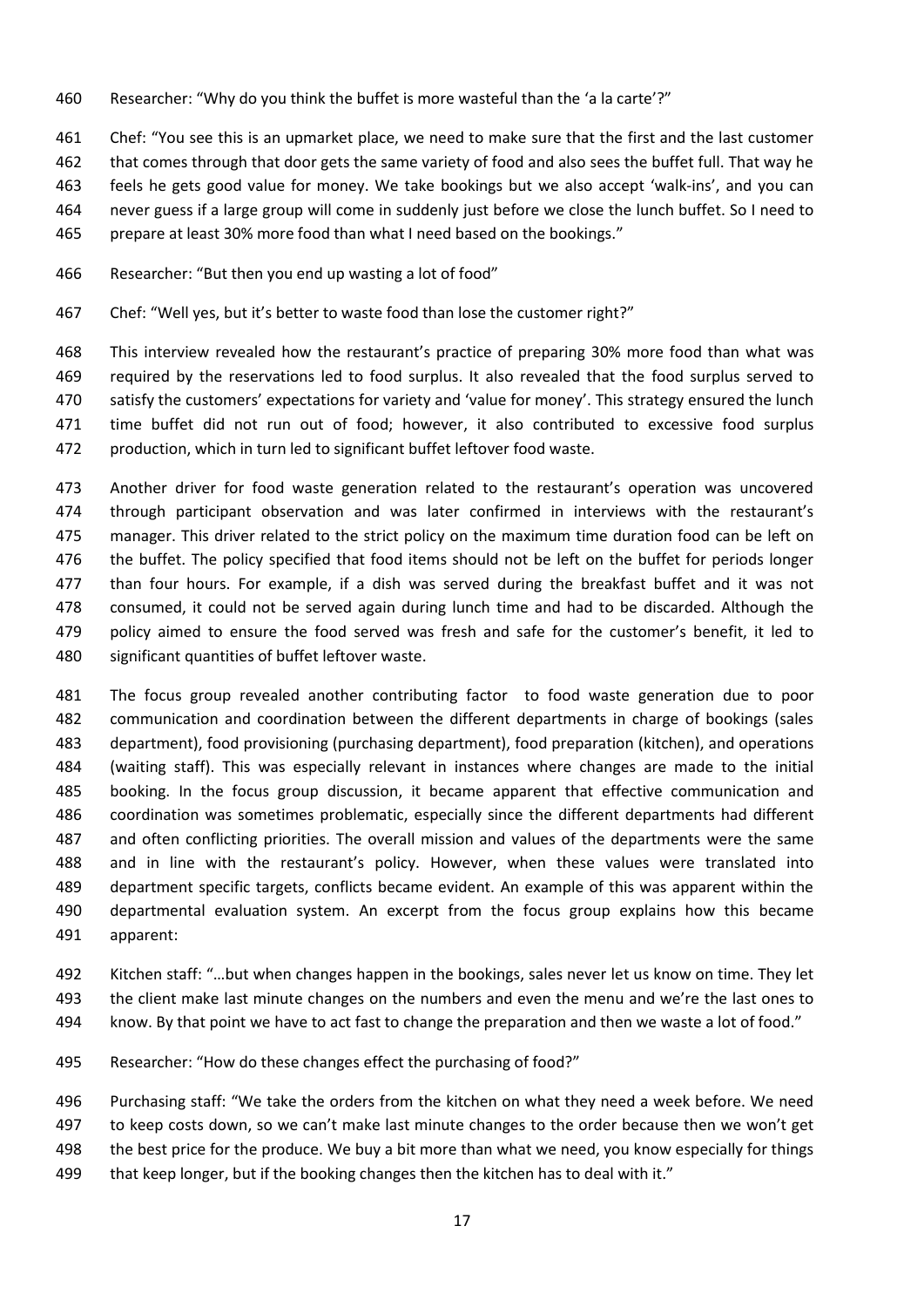Researcher: "Why do you think the buffet is more wasteful than the 'a la carte'?"

Chef: "You see this is an upmarket place, we need to make sure that the first and the last customer that comes through that door gets the same variety of food and also sees the buffet full. That way he feels he gets good value for money. We take bookings but we also accept 'walk-ins', and you can never guess if a large group will come in suddenly just before we close the lunch buffet. So I need to prepare at least 30% more food than what I need based on the bookings."

Researcher: "But then you end up wasting a lot of food"

Chef: "Well yes, but it's better to waste food than lose the customer right?"

This interview revealed how the restaurant's practice of preparing 30% more food than what was required by the reservations led to food surplus. It also revealed that the food surplus served to satisfy the customers' expectations for variety and 'value for money'. This strategy ensured the lunch time buffet did not run out of food; however, it also contributed to excessive food surplus production, which in turn led to significant buffet leftover food waste.

Another driver for food waste generation related to the restaurant's operation was uncovered through participant observation and was later confirmed in interviews with the restaurant's manager. This driver related to the strict policy on the maximum time duration food can be left on the buffet. The policy specified that food items should not be left on the buffet for periods longer than four hours. For example, if a dish was served during the breakfast buffet and it was not consumed, it could not be served again during lunch time and had to be discarded. Although the policy aimed to ensure the food served was fresh and safe for the customer's benefit, it led to significant quantities of buffet leftover waste.

The focus group revealed another contributing factor to food waste generation due to poor communication and coordination between the different departments in charge of bookings (sales department), food provisioning (purchasing department), food preparation (kitchen), and operations (waiting staff). This was especially relevant in instances where changes are made to the initial booking. In the focus group discussion, it became apparent that effective communication and coordination was sometimes problematic, especially since the different departments had different and often conflicting priorities. The overall mission and values of the departments were the same and in line with the restaurant's policy. However, when these values were translated into department specific targets, conflicts became evident. An example of this was apparent within the departmental evaluation system. An excerpt from the focus group explains how this became apparent:

Kitchen staff: "…but when changes happen in the bookings, sales never let us know on time. They let the client make last minute changes on the numbers and even the menu and we're the last ones to know. By that point we have to act fast to change the preparation and then we waste a lot of food."

Researcher: "How do these changes effect the purchasing of food?"

Purchasing staff: "We take the orders from the kitchen on what they need a week before. We need to keep costs down, so we can't make last minute changes to the order because then we won't get the best price for the produce. We buy a bit more than what we need, you know especially for things that keep longer, but if the booking changes then the kitchen has to deal with it."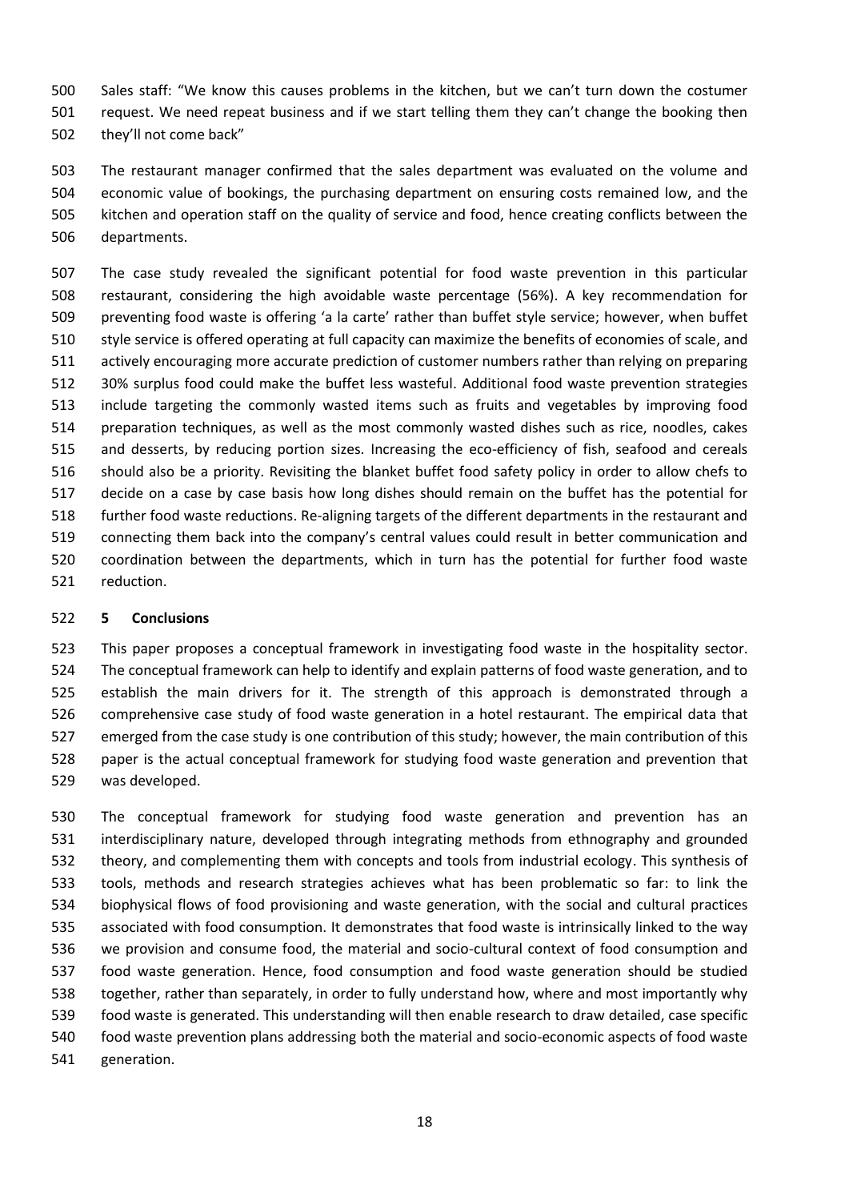Sales staff: "We know this causes problems in the kitchen, but we can't turn down the costumer request. We need repeat business and if we start telling them they can't change the booking then they'll not come back"

The restaurant manager confirmed that the sales department was evaluated on the volume and economic value of bookings, the purchasing department on ensuring costs remained low, and the kitchen and operation staff on the quality of service and food, hence creating conflicts between the departments.

The case study revealed the significant potential for food waste prevention in this particular restaurant, considering the high avoidable waste percentage (56%). A key recommendation for preventing food waste is offering 'a la carte' rather than buffet style service; however, when buffet style service is offered operating at full capacity can maximize the benefits of economies of scale, and actively encouraging more accurate prediction of customer numbers rather than relying on preparing 30% surplus food could make the buffet less wasteful. Additional food waste prevention strategies include targeting the commonly wasted items such as fruits and vegetables by improving food preparation techniques, as well as the most commonly wasted dishes such as rice, noodles, cakes and desserts, by reducing portion sizes. Increasing the eco-efficiency of fish, seafood and cereals should also be a priority. Revisiting the blanket buffet food safety policy in order to allow chefs to decide on a case by case basis how long dishes should remain on the buffet has the potential for further food waste reductions. Re-aligning targets of the different departments in the restaurant and connecting them back into the company's central values could result in better communication and coordination between the departments, which in turn has the potential for further food waste reduction.

## 5 Conclusions

This paper proposes a conceptual framework in investigating food waste in the hospitality sector. The conceptual framework can help to identify and explain patterns of food waste generation, and to establish the main drivers for it. The strength of this approach is demonstrated through a comprehensive case study of food waste generation in a hotel restaurant. The empirical data that emerged from the case study is one contribution of this study; however, the main contribution of this paper is the actual conceptual framework for studying food waste generation and prevention that was developed.

The conceptual framework for studying food waste generation and prevention has an interdisciplinary nature, developed through integrating methods from ethnography and grounded theory, and complementing them with concepts and tools from industrial ecology. This synthesis of tools, methods and research strategies achieves what has been problematic so far: to link the biophysical flows of food provisioning and waste generation, with the social and cultural practices associated with food consumption. It demonstrates that food waste is intrinsically linked to the way we provision and consume food, the material and socio-cultural context of food consumption and food waste generation. Hence, food consumption and food waste generation should be studied together, rather than separately, in order to fully understand how, where and most importantly why food waste is generated. This understanding will then enable research to draw detailed, case specific food waste prevention plans addressing both the material and socio-economic aspects of food waste generation.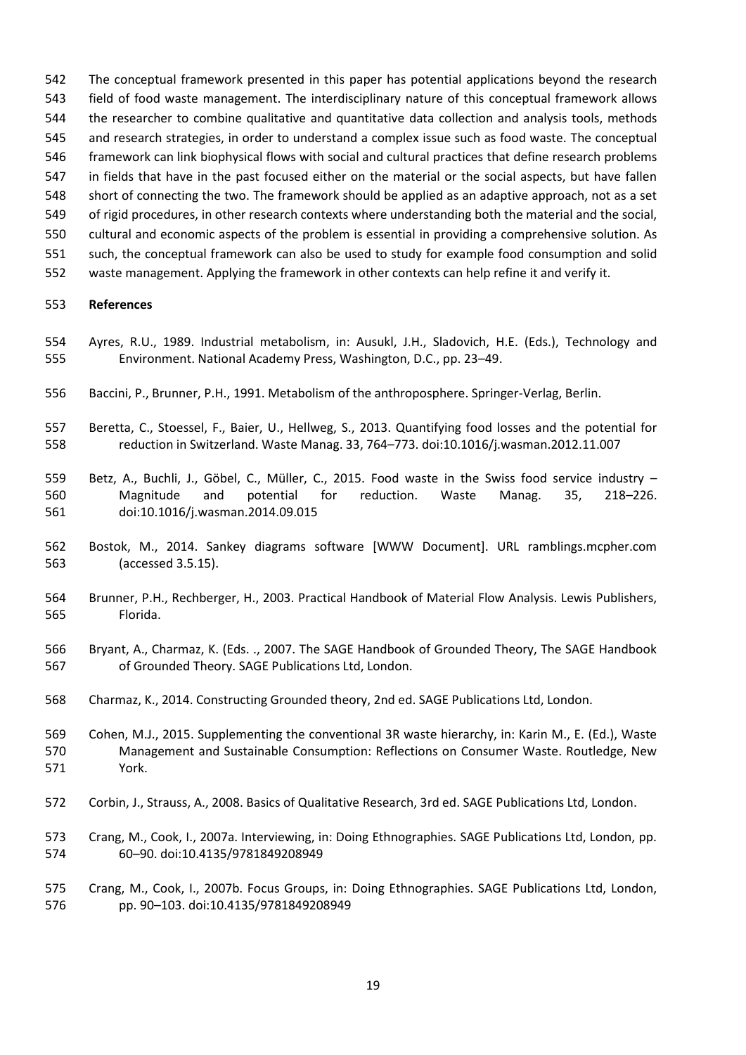The conceptual framework presented in this paper has potential applications beyond the research field of food waste management. The interdisciplinary nature of this conceptual framework allows the researcher to combine qualitative and quantitative data collection and analysis tools, methods and research strategies, in order to understand a complex issue such as food waste. The conceptual framework can link biophysical flows with social and cultural practices that define research problems in fields that have in the past focused either on the material or the social aspects, but have fallen short of connecting the two. The framework should be applied as an adaptive approach, not as a set of rigid procedures, in other research contexts where understanding both the material and the social, cultural and economic aspects of the problem is essential in providing a comprehensive solution. As such, the conceptual framework can also be used to study for example food consumption and solid waste management. Applying the framework in other contexts can help refine it and verify it.

**References**

Ayres, R.U., 1989. Industrial metabolism, in: Ausukl, J.H., Sladovich, H.E. (Eds.), Technology and Environment. National Academy Press, Washington, D.C., pp. 23–49.

Baccini, P., Brunner, P.H., 1991. Metabolism of the anthroposphere. Springer-Verlag, Berlin.

Beretta, C., Stoessel, F., Baier, U., Hellweg, S., 2013. Quantifying food losses and the potential for reduction in Switzerland. Waste Manag. 33, 764–773. doi:10.1016/j.wasman.2012.11.007

Betz, A., Buchli, J., Göbel, C., Müller, C., 2015. Food waste in the Swiss food service industry – Magnitude and potential for reduction. Waste Manag. 35, 218–226. doi:10.1016/j.wasman.2014.09.015

Bostok, M., 2014. Sankey diagrams software [WWW Document]. URL ramblings.mcpher.com (accessed 3.5.15).

Brunner, P.H., Rechberger, H., 2003. Practical Handbook of Material Flow Analysis. Lewis Publishers, Florida.

Bryant, A., Charmaz, K. (Eds. ., 2007. The SAGE Handbook of Grounded Theory, The SAGE Handbook of Grounded Theory. SAGE Publications Ltd, London.

Charmaz, K., 2014. Constructing Grounded theory, 2nd ed. SAGE Publications Ltd, London.

Cohen, M.J., 2015. Supplementing the conventional 3R waste hierarchy, in: Karin M., E. (Ed.), Waste Management and Sustainable Consumption: Reflections on Consumer Waste. Routledge, New York.

Corbin, J., Strauss, A., 2008. Basics of Qualitative Research, 3rd ed. SAGE Publications Ltd, London.

Crang, M., Cook, I., 2007a. Interviewing, in: Doing Ethnographies. SAGE Publications Ltd, London, pp. 60–90. doi:10.4135/9781849208949

Crang, M., Cook, I., 2007b. Focus Groups, in: Doing Ethnographies. SAGE Publications Ltd, London, pp. 90–103. doi:10.4135/9781849208949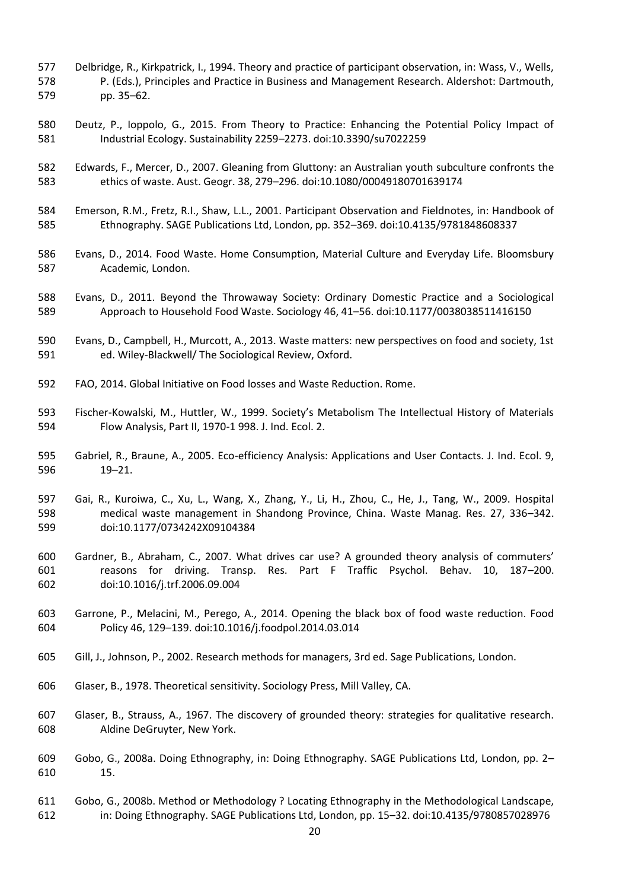Delbridge, R., Kirkpatrick, I., 1994. Theory and practice of participant observation, in: Wass, V., Wells, P. (Eds.), Principles and Practice in Business and Management Research. Aldershot: Dartmouth, pp. 35–62.

Deutz, P., Ioppolo, G., 2015. From Theory to Practice: Enhancing the Potential Policy Impact of Industrial Ecology. Sustainability 2259–2273. doi:10.3390/su7022259

Edwards, F., Mercer, D., 2007. Gleaning from Gluttony: an Australian youth subculture confronts the ethics of waste. Aust. Geogr. 38, 279–296. doi:10.1080/00049180701639174

Emerson, R.M., Fretz, R.I., Shaw, L.L., 2001. Participant Observation and Fieldnotes, in: Handbook of Ethnography. SAGE Publications Ltd, London, pp. 352–369. doi:10.4135/9781848608337

Evans, D., 2014. Food Waste. Home Consumption, Material Culture and Everyday Life. Bloomsbury Academic, London.

Evans, D., 2011. Beyond the Throwaway Society: Ordinary Domestic Practice and a Sociological Approach to Household Food Waste. Sociology 46, 41–56. doi:10.1177/0038038511416150

Evans, D., Campbell, H., Murcott, A., 2013. Waste matters: new perspectives on food and society, 1st ed. Wiley-Blackwell/ The Sociological Review, Oxford.

FAO, 2014. Global Initiative on Food losses and Waste Reduction. Rome.

Fischer-Kowalski, M., Huttler, W., 1999. Society's Metabolism The Intellectual History of Materials Flow Analysis, Part II, 1970-1 998. J. Ind. Ecol. 2.

Gabriel, R., Braune, A., 2005. Eco-efficiency Analysis: Applications and User Contacts. J. Ind. Ecol. 9, 19–21.

Gai, R., Kuroiwa, C., Xu, L., Wang, X., Zhang, Y., Li, H., Zhou, C., He, J., Tang, W., 2009. Hospital medical waste management in Shandong Province, China. Waste Manag. Res. 27, 336–342. doi:10.1177/0734242X09104384

Gardner, B., Abraham, C., 2007. What drives car use? A grounded theory analysis of commuters' reasons for driving. Transp. Res. Part F Traffic Psychol. Behav. 10, 187–200. doi:10.1016/j.trf.2006.09.004

Garrone, P., Melacini, M., Perego, A., 2014. Opening the black box of food waste reduction. Food Policy 46, 129–139. doi:10.1016/j.foodpol.2014.03.014

Gill, J., Johnson, P., 2002. Research methods for managers, 3rd ed. Sage Publications, London.

Glaser, B., 1978. Theoretical sensitivity. Sociology Press, Mill Valley, CA.

Glaser, B., Strauss, A., 1967. The discovery of grounded theory: strategies for qualitative research. Aldine DeGruyter, New York.

Gobo, G., 2008a. Doing Ethnography, in: Doing Ethnography. SAGE Publications Ltd, London, pp. 2–15.

Gobo, G., 2008b. Method or Methodology ? Locating Ethnography in the Methodological Landscape, in: Doing Ethnography. SAGE Publications Ltd, London, pp. 15–32. doi:10.4135/9780857028976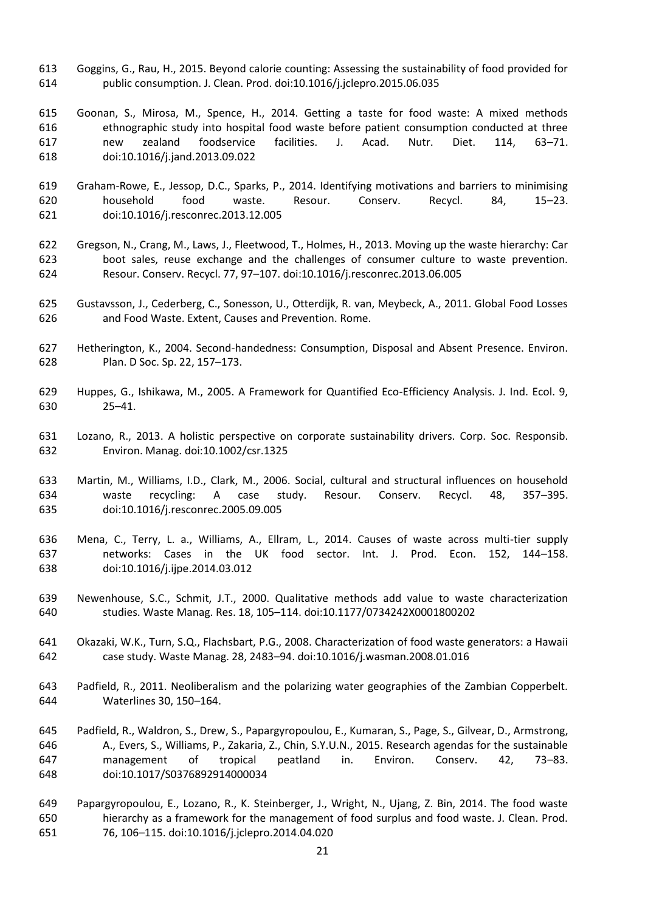Goggins, G., Rau, H., 2015. Beyond calorie counting: Assessing the sustainability of food provided for public consumption. J. Clean. Prod. doi:10.1016/j.jclepro.2015.06.035

Goonan, S., Mirosa, M., Spence, H., 2014. Getting a taste for food waste: A mixed methods ethnographic study into hospital food waste before patient consumption conducted at three new zealand foodservice facilities. J. Acad. Nutr. Diet. 114, 63–71. doi:10.1016/j.jand.2013.09.022

Graham-Rowe, E., Jessop, D.C., Sparks, P., 2014. Identifying motivations and barriers to minimising household food waste. Resour. Conserv. Recycl. 84, 15–23. doi:10.1016/j.resconrec.2013.12.005

Gregson, N., Crang, M., Laws, J., Fleetwood, T., Holmes, H., 2013. Moving up the waste hierarchy: Car boot sales, reuse exchange and the challenges of consumer culture to waste prevention. Resour. Conserv. Recycl. 77, 97–107. doi:10.1016/j.resconrec.2013.06.005

Gustavsson, J., Cederberg, C., Sonesson, U., Otterdijk, R. van, Meybeck, A., 2011. Global Food Losses and Food Waste. Extent, Causes and Prevention. Rome.

Hetherington, K., 2004. Second-handedness: Consumption, Disposal and Absent Presence. Environ. Plan. D Soc. Sp. 22, 157–173.

Huppes, G., Ishikawa, M., 2005. A Framework for Quantified Eco-Efficiency Analysis. J. Ind. Ecol. 9, 25–41.

Lozano, R., 2013. A holistic perspective on corporate sustainability drivers. Corp. Soc. Responsib. Environ. Manag. doi:10.1002/csr.1325

Martin, M., Williams, I.D., Clark, M., 2006. Social, cultural and structural influences on household waste recycling: A case study. Resour. Conserv. Recycl. 48, 357–395. doi:10.1016/j.resconrec.2005.09.005

Mena, C., Terry, L. a., Williams, A., Ellram, L., 2014. Causes of waste across multi-tier supply networks: Cases in the UK food sector. Int. J. Prod. Econ. 152, 144–158. doi:10.1016/j.ijpe.2014.03.012

Newenhouse, S.C., Schmit, J.T., 2000. Qualitative methods add value to waste characterization studies. Waste Manag. Res. 18, 105–114. doi:10.1177/0734242X0001800202

Okazaki, W.K., Turn, S.Q., Flachsbart, P.G., 2008. Characterization of food waste generators: a Hawaii case study. Waste Manag. 28, 2483–94. doi:10.1016/j.wasman.2008.01.016

Padfield, R., 2011. Neoliberalism and the polarizing water geographies of the Zambian Copperbelt. Waterlines 30, 150–164.

Padfield, R., Waldron, S., Drew, S., Papargyropoulou, E., Kumaran, S., Page, S., Gilvear, D., Armstrong, A., Evers, S., Williams, P., Zakaria, Z., Chin, S.Y.U.N., 2015. Research agendas for the sustainable management of tropical peatland in. Environ. Conserv. 42, 73–83. doi:10.1017/S0376892914000034

Papargyropoulou, E., Lozano, R., K. Steinberger, J., Wright, N., Ujang, Z. Bin, 2014. The food waste hierarchy as a framework for the management of food surplus and food waste. J. Clean. Prod. 76, 106–115. doi:10.1016/j.jclepro.2014.04.020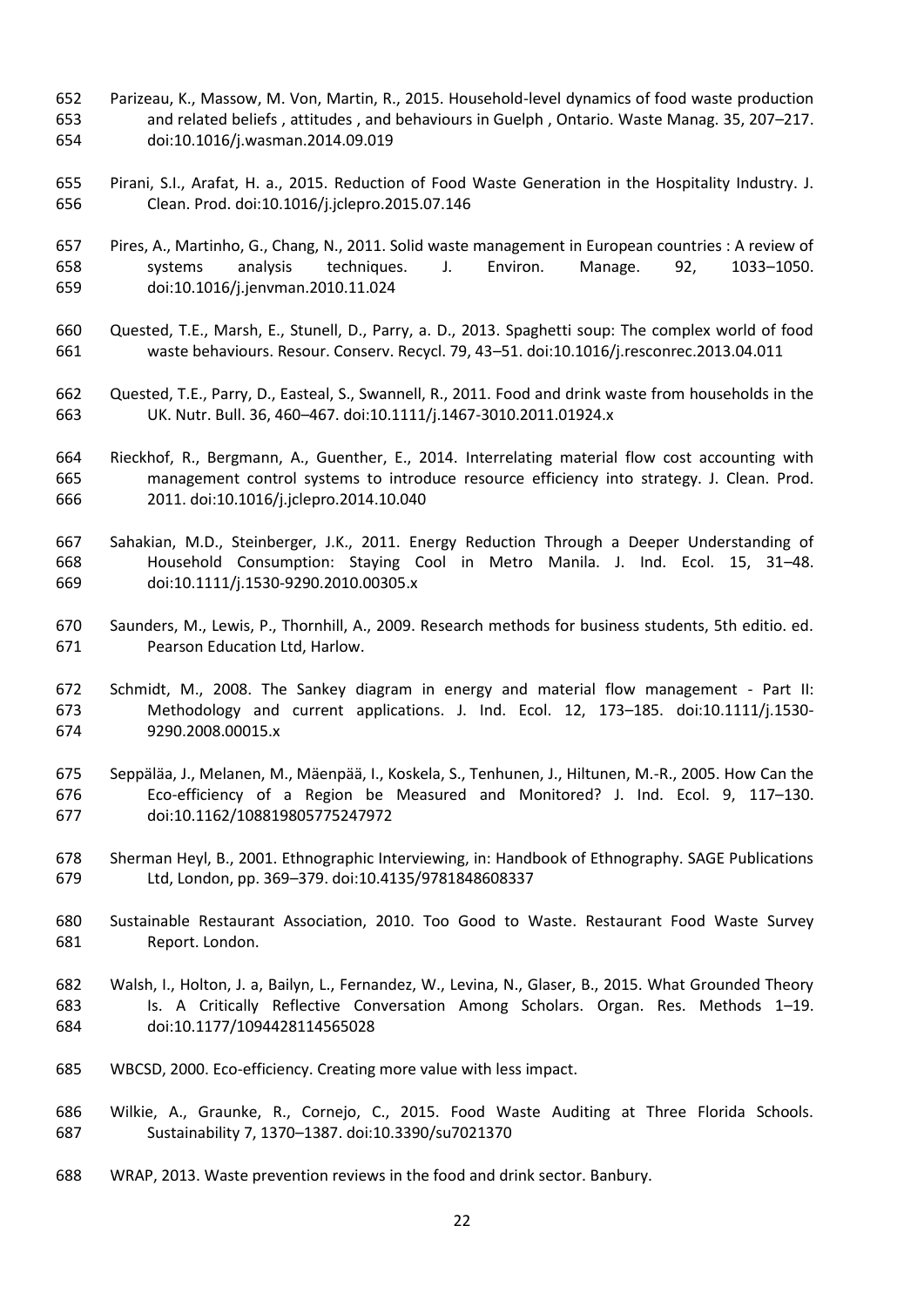Parizeau, K., Massow, M. Von, Martin, R., 2015. Household-level dynamics of food waste production and related beliefs , attitudes , and behaviours in Guelph , Ontario. Waste Manag. 35, 207–217. doi:10.1016/j.wasman.2014.09.019

Pirani, S.I., Arafat, H. a., 2015. Reduction of Food Waste Generation in the Hospitality Industry. J. Clean. Prod. doi:10.1016/j.jclepro.2015.07.146

Pires, A., Martinho, G., Chang, N., 2011. Solid waste management in European countries : A review of systems analysis techniques. J. Environ. Manage. 92, 1033–1050. doi:10.1016/j.jenvman.2010.11.024

Quested, T.E., Marsh, E., Stunell, D., Parry, a. D., 2013. Spaghetti soup: The complex world of food waste behaviours. Resour. Conserv. Recycl. 79, 43–51. doi:10.1016/j.resconrec.2013.04.011

Quested, T.E., Parry, D., Easteal, S., Swannell, R., 2011. Food and drink waste from households in the UK. Nutr. Bull. 36, 460–467. doi:10.1111/j.1467-3010.2011.01924.x

Rieckhof, R., Bergmann, A., Guenther, E., 2014. Interrelating material flow cost accounting with management control systems to introduce resource efficiency into strategy. J. Clean. Prod. 2011. doi:10.1016/j.jclepro.2014.10.040

Sahakian, M.D., Steinberger, J.K., 2011. Energy Reduction Through a Deeper Understanding of Household Consumption: Staying Cool in Metro Manila. J. Ind. Ecol. 15, 31–48. doi:10.1111/j.1530-9290.2010.00305.x

Saunders, M., Lewis, P., Thornhill, A., 2009. Research methods for business students, 5th editio. ed. Pearson Education Ltd, Harlow.

Schmidt, M., 2008. The Sankey diagram in energy and material flow management - Part II: Methodology and current applications. J. Ind. Ecol. 12, 173–185. doi:10.1111/j.1530-9290.2008.00015.x

Seppäläa, J., Melanen, M., Mäenpää, I., Koskela, S., Tenhunen, J., Hiltunen, M.-R., 2005. How Can the Eco-efficiency of a Region be Measured and Monitored? J. Ind. Ecol. 9, 117–130. doi:10.1162/108819805775247972

Sherman Heyl, B., 2001. Ethnographic Interviewing, in: Handbook of Ethnography. SAGE Publications Ltd, London, pp. 369–379. doi:10.4135/9781848608337

Sustainable Restaurant Association, 2010. Too Good to Waste. Restaurant Food Waste Survey Report. London.

Walsh, I., Holton, J. a, Bailyn, L., Fernandez, W., Levina, N., Glaser, B., 2015. What Grounded Theory Is. A Critically Reflective Conversation Among Scholars. Organ. Res. Methods 1–19. doi:10.1177/1094428114565028

WBCSD, 2000. Eco-efficiency. Creating more value with less impact.

Wilkie, A., Graunke, R., Cornejo, C., 2015. Food Waste Auditing at Three Florida Schools. Sustainability 7, 1370–1387. doi:10.3390/su7021370

WRAP, 2013. Waste prevention reviews in the food and drink sector. Banbury.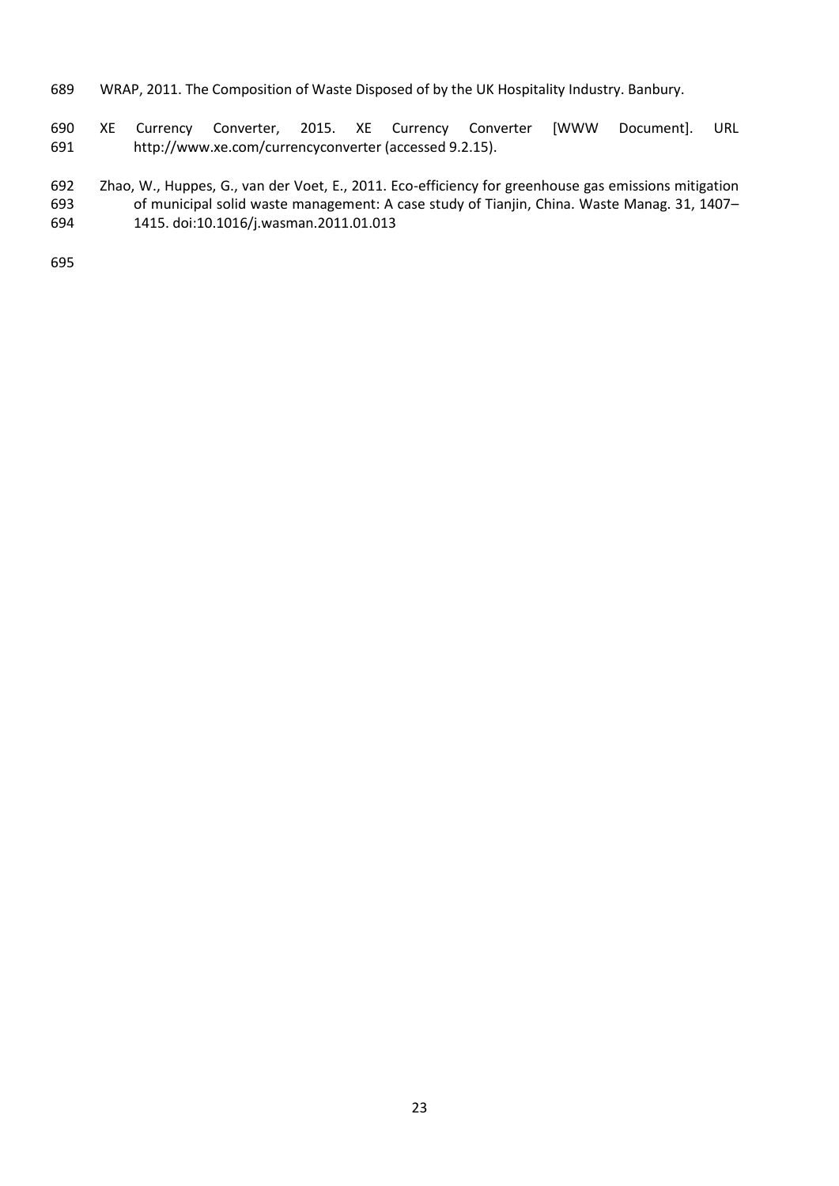WRAP, 2011. The Composition of Waste Disposed of by the UK Hospitality Industry. Banbury.

XE Currency Converter, 2015. XE Currency Converter [WWW Document]. URL http://www.xe.com/currencyconverter (accessed 9.2.15).

Zhao, W., Huppes, G., van der Voet, E., 2011. Eco-efficiency for greenhouse gas emissions mitigation of municipal solid waste management: A case study of Tianjin, China. Waste Manag. 31, 1407–1415. doi:10.1016/j.wasman.2011.01.013